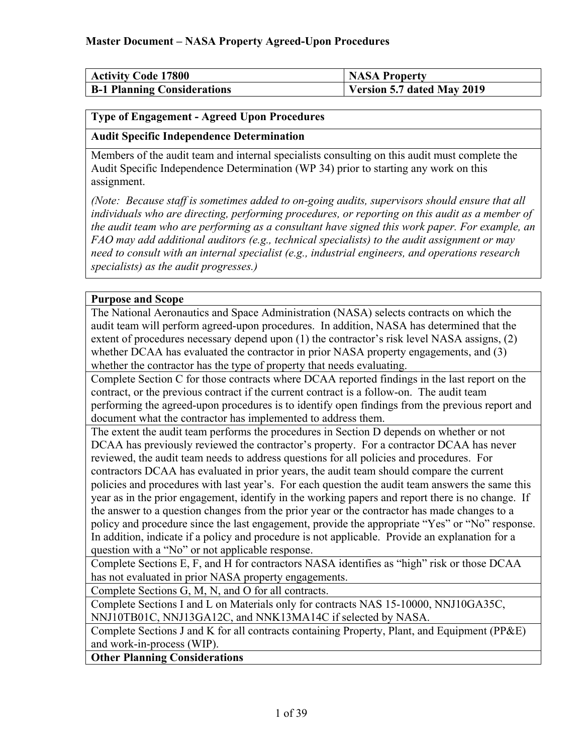# Master Document – NASA Property Agreed-Upon Procedures

| **Activity Code 17800** | **NASA Property** |
|---|---|
| **B-1 Planning Considerations** | **Version 5.7 dated May 2019** |

**Type of Engagement - Agreed Upon Procedures**

**Audit Specific Independence Determination**

Members of the audit team and internal specialists consulting on this audit must complete the Audit Specific Independence Determination (WP 34) prior to starting any work on this assignment.

*(Note: Because staff is sometimes added to on-going audits, supervisors should ensure that all individuals who are directing, performing procedures, or reporting on this audit as a member of the audit team who are performing as a consultant have signed this work paper. For example, an FAO may add additional auditors (e.g., technical specialists) to the audit assignment or may need to consult with an internal specialist (e.g., industrial engineers, and operations research specialists) as the audit progresses.)*

**Purpose and Scope**

The National Aeronautics and Space Administration (NASA) selects contracts on which the audit team will perform agreed-upon procedures. In addition, NASA has determined that the extent of procedures necessary depend upon (1) the contractor's risk level NASA assigns, (2) whether DCAA has evaluated the contractor in prior NASA property engagements, and (3) whether the contractor has the type of property that needs evaluating.

Complete Section C for those contracts where DCAA reported findings in the last report on the contract, or the previous contract if the current contract is a follow-on. The audit team performing the agreed-upon procedures is to identify open findings from the previous report and document what the contractor has implemented to address them.

The extent the audit team performs the procedures in Section D depends on whether or not DCAA has previously reviewed the contractor's property. For a contractor DCAA has never reviewed, the audit team needs to address questions for all policies and procedures. For contractors DCAA has evaluated in prior years, the audit team should compare the current policies and procedures with last year's. For each question the audit team answers the same this year as in the prior engagement, identify in the working papers and report there is no change. If the answer to a question changes from the prior year or the contractor has made changes to a policy and procedure since the last engagement, provide the appropriate "Yes" or "No" response. In addition, indicate if a policy and procedure is not applicable. Provide an explanation for a question with a "No" or not applicable response.

Complete Sections E, F, and H for contractors NASA identifies as "high" risk or those DCAA has not evaluated in prior NASA property engagements.

Complete Sections G, M, N, and O for all contracts.

Complete Sections I and L on Materials only for contracts NAS 15-10000, NNJ10GA35C, NNJ10TB01C, NNJ13GA12C, and NNK13MA14C if selected by NASA.

Complete Sections J and K for all contracts containing Property, Plant, and Equipment (PP&E) and work-in-process (WIP).

**Other Planning Considerations**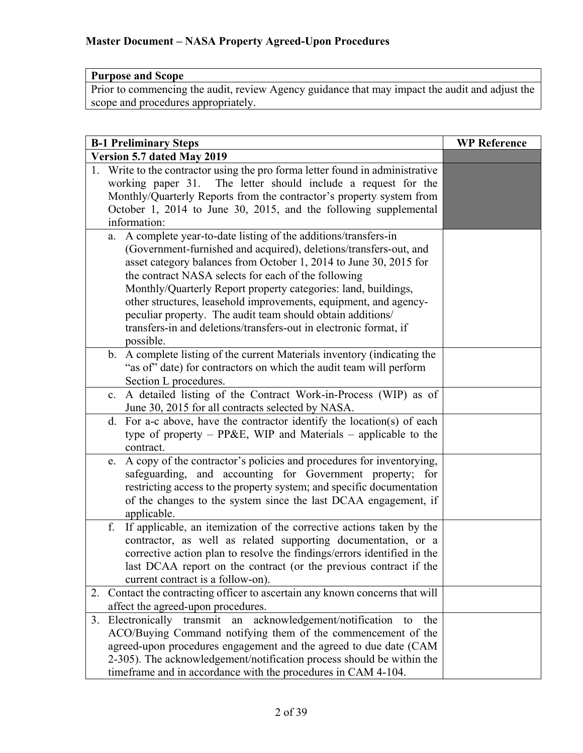**Master Document – NASA Property Agreed-Upon Procedures**

| Purpose and Scope |
| --- |
| Prior to commencing the audit, review Agency guidance that may impact the audit and adjust the scope and procedures appropriately. |

| B-1 Preliminary Steps | WP Reference |
| --- | --- |
| **Version 5.7 dated May 2019** | |
| 1. Write to the contractor using the pro forma letter found in administrative working paper 31. The letter should include a request for the Monthly/Quarterly Reports from the contractor's property system from October 1, 2014 to June 30, 2015, and the following supplemental information: | |
| a. A complete year-to-date listing of the additions/transfers-in (Government-furnished and acquired), deletions/transfers-out, and asset category balances from October 1, 2014 to June 30, 2015 for the contract NASA selects for each of the following Monthly/Quarterly Report property categories: land, buildings, other structures, leasehold improvements, equipment, and agency-peculiar property. The audit team should obtain additions/ transfers-in and deletions/transfers-out in electronic format, if possible. | |
| b. A complete listing of the current Materials inventory (indicating the "as of" date) for contractors on which the audit team will perform Section L procedures. | |
| c. A detailed listing of the Contract Work-in-Process (WIP) as of June 30, 2015 for all contracts selected by NASA. | |
| d. For a-c above, have the contractor identify the location(s) of each type of property – PP&E, WIP and Materials – applicable to the contract. | |
| e. A copy of the contractor's policies and procedures for inventorying, safeguarding, and accounting for Government property; for restricting access to the property system; and specific documentation of the changes to the system since the last DCAA engagement, if applicable. | |
| f. If applicable, an itemization of the corrective actions taken by the contractor, as well as related supporting documentation, or a corrective action plan to resolve the findings/errors identified in the last DCAA report on the contract (or the previous contract if the current contract is a follow-on). | |
| 2. Contact the contracting officer to ascertain any known concerns that will affect the agreed-upon procedures. | |
| 3. Electronically transmit an acknowledgement/notification to the ACO/Buying Command notifying them of the commencement of the agreed-upon procedures engagement and the agreed to due date (CAM 2-305). The acknowledgement/notification process should be within the timeframe and in accordance with the procedures in CAM 4-104. | |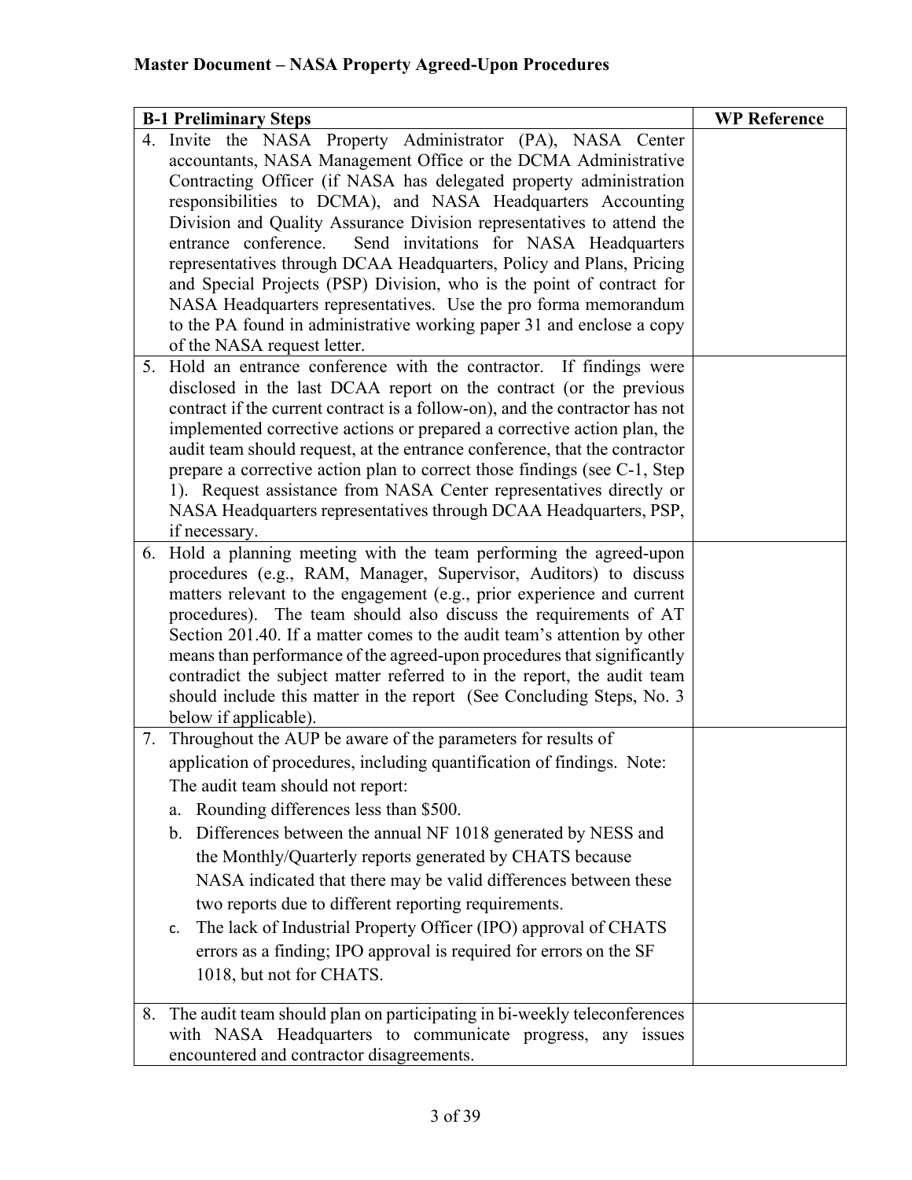**Master Document – NASA Property Agreed-Upon Procedures**

| B-1 Preliminary Steps | WP Reference |
|---|---|
| 4. Invite the NASA Property Administrator (PA), NASA Center accountants, NASA Management Office or the DCMA Administrative Contracting Officer (if NASA has delegated property administration responsibilities to DCMA), and NASA Headquarters Accounting Division and Quality Assurance Division representatives to attend the entrance conference. Send invitations for NASA Headquarters representatives through DCAA Headquarters, Policy and Plans, Pricing and Special Projects (PSP) Division, who is the point of contract for NASA Headquarters representatives. Use the pro forma memorandum to the PA found in administrative working paper 31 and enclose a copy of the NASA request letter. | |
| 5. Hold an entrance conference with the contractor. If findings were disclosed in the last DCAA report on the contract (or the previous contract if the current contract is a follow-on), and the contractor has not implemented corrective actions or prepared a corrective action plan, the audit team should request, at the entrance conference, that the contractor prepare a corrective action plan to correct those findings (see C-1, Step 1). Request assistance from NASA Center representatives directly or NASA Headquarters representatives through DCAA Headquarters, PSP, if necessary. | |
| 6. Hold a planning meeting with the team performing the agreed-upon procedures (e.g., RAM, Manager, Supervisor, Auditors) to discuss matters relevant to the engagement (e.g., prior experience and current procedures). The team should also discuss the requirements of AT Section 201.40. If a matter comes to the audit team's attention by other means than performance of the agreed-upon procedures that significantly contradict the subject matter referred to in the report, the audit team should include this matter in the report (See Concluding Steps, No. 3 below if applicable). | |
| 7. Throughout the AUP be aware of the parameters for results of application of procedures, including quantification of findings. Note: The audit team should not report:<br>a. Rounding differences less than $500.<br>b. Differences between the annual NF 1018 generated by NESS and the Monthly/Quarterly reports generated by CHATS because NASA indicated that there may be valid differences between these two reports due to different reporting requirements.<br>c. The lack of Industrial Property Officer (IPO) approval of CHATS errors as a finding; IPO approval is required for errors on the SF 1018, but not for CHATS. | |
| 8. The audit team should plan on participating in bi-weekly teleconferences with NASA Headquarters to communicate progress, any issues encountered and contractor disagreements. | |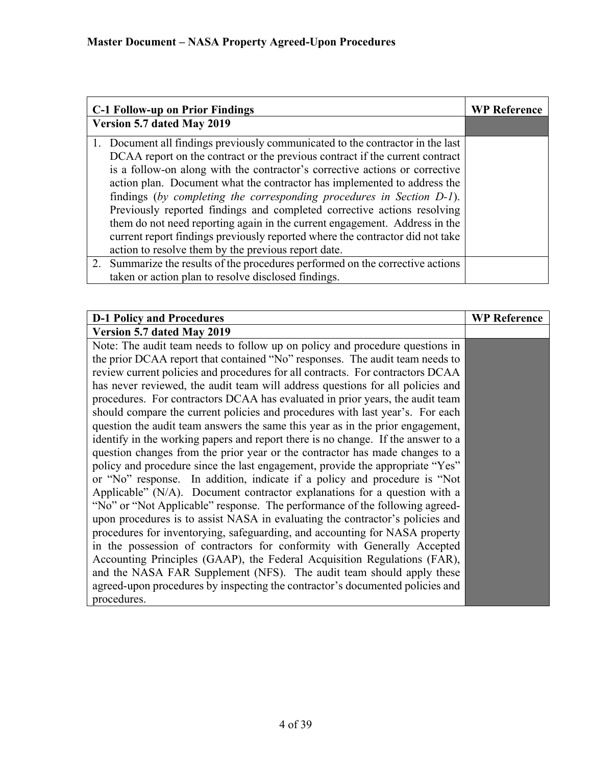| C-1 Follow-up on Prior Findings | WP Reference |
|---|---|
| **Version 5.7 dated May 2019** | |
| 1. Document all findings previously communicated to the contractor in the last DCAA report on the contract or the previous contract if the current contract is a follow-on along with the contractor's corrective actions or corrective action plan. Document what the contractor has implemented to address the findings (*by completing the corresponding procedures in Section D-1*). Previously reported findings and completed corrective actions resolving them do not need reporting again in the current engagement. Address in the current report findings previously reported where the contractor did not take action to resolve them by the previous report date. | |
| 2. Summarize the results of the procedures performed on the corrective actions taken or action plan to resolve disclosed findings. | |

| D-1 Policy and Procedures | WP Reference |
|---|---|
| **Version 5.7 dated May 2019** | |
| Note: The audit team needs to follow up on policy and procedure questions in the prior DCAA report that contained "No" responses. The audit team needs to review current policies and procedures for all contracts. For contractors DCAA has never reviewed, the audit team will address questions for all policies and procedures. For contractors DCAA has evaluated in prior years, the audit team should compare the current policies and procedures with last year's. For each question the audit team answers the same this year as in the prior engagement, identify in the working papers and report there is no change. If the answer to a question changes from the prior year or the contractor has made changes to a policy and procedure since the last engagement, provide the appropriate "Yes" or "No" response. In addition, indicate if a policy and procedure is "Not Applicable" (N/A). Document contractor explanations for a question with a "No" or "Not Applicable" response. The performance of the following agreed-upon procedures is to assist NASA in evaluating the contractor's policies and procedures for inventorying, safeguarding, and accounting for NASA property in the possession of contractors for conformity with Generally Accepted Accounting Principles (GAAP), the Federal Acquisition Regulations (FAR), and the NASA FAR Supplement (NFS). The audit team should apply these agreed-upon procedures by inspecting the contractor's documented policies and procedures. | |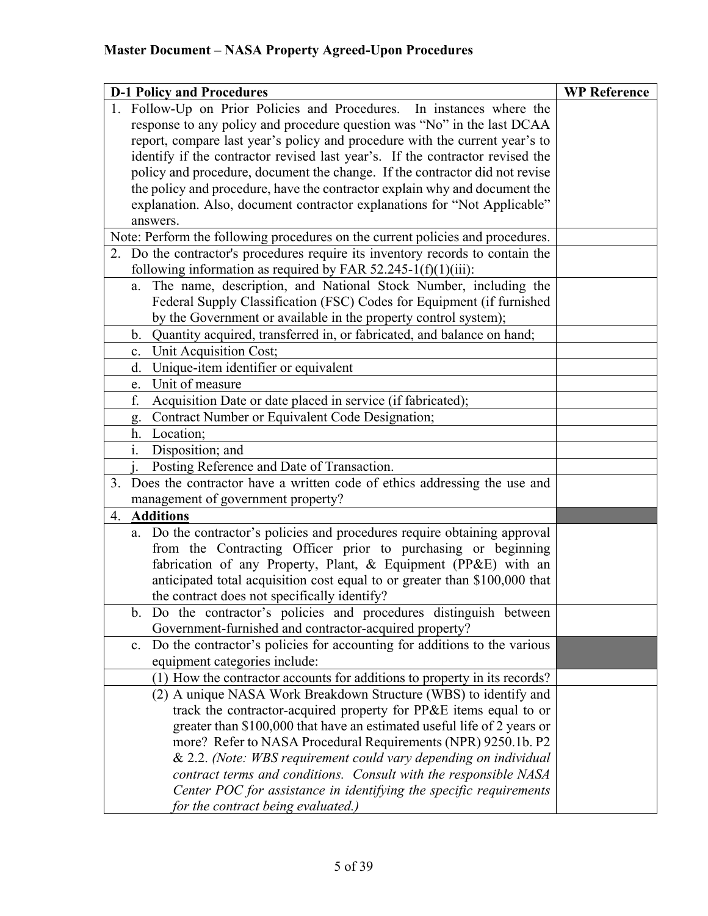## Master Document – NASA Property Agreed-Upon Procedures

| D-1 Policy and Procedures | WP Reference |
|---|---|
| 1. Follow-Up on Prior Policies and Procedures. In instances where the response to any policy and procedure question was "No" in the last DCAA report, compare last year's policy and procedure with the current year's to identify if the contractor revised last year's. If the contractor revised the policy and procedure, document the change. If the contractor did not revise the policy and procedure, have the contractor explain why and document the explanation. Also, document contractor explanations for "Not Applicable" answers. | |
| Note: Perform the following procedures on the current policies and procedures. | |
| 2. Do the contractor's procedures require its inventory records to contain the following information as required by FAR 52.245-1(f)(1)(iii): | |
| a. The name, description, and National Stock Number, including the Federal Supply Classification (FSC) Codes for Equipment (if furnished by the Government or available in the property control system); | |
| b. Quantity acquired, transferred in, or fabricated, and balance on hand; | |
| c. Unit Acquisition Cost; | |
| d. Unique-item identifier or equivalent | |
| e. Unit of measure | |
| f. Acquisition Date or date placed in service (if fabricated); | |
| g. Contract Number or Equivalent Code Designation; | |
| h. Location; | |
| i. Disposition; and | |
| j. Posting Reference and Date of Transaction. | |
| 3. Does the contractor have a written code of ethics addressing the use and management of government property? | |
| 4. **Additions** | |
| a. Do the contractor's policies and procedures require obtaining approval from the Contracting Officer prior to purchasing or beginning fabrication of any Property, Plant, & Equipment (PP&E) with an anticipated total acquisition cost equal to or greater than $100,000 that the contract does not specifically identify? | |
| b. Do the contractor's policies and procedures distinguish between Government-furnished and contractor-acquired property? | |
| c. Do the contractor's policies for accounting for additions to the various equipment categories include: | |
| (1) How the contractor accounts for additions to property in its records? | |
| (2) A unique NASA Work Breakdown Structure (WBS) to identify and track the contractor-acquired property for PP&E items equal to or greater than $100,000 that have an estimated useful life of 2 years or more? Refer to NASA Procedural Requirements (NPR) 9250.1b. P2 & 2.2. *(Note: WBS requirement could vary depending on individual contract terms and conditions. Consult with the responsible NASA Center POC for assistance in identifying the specific requirements for the contract being evaluated.)* | |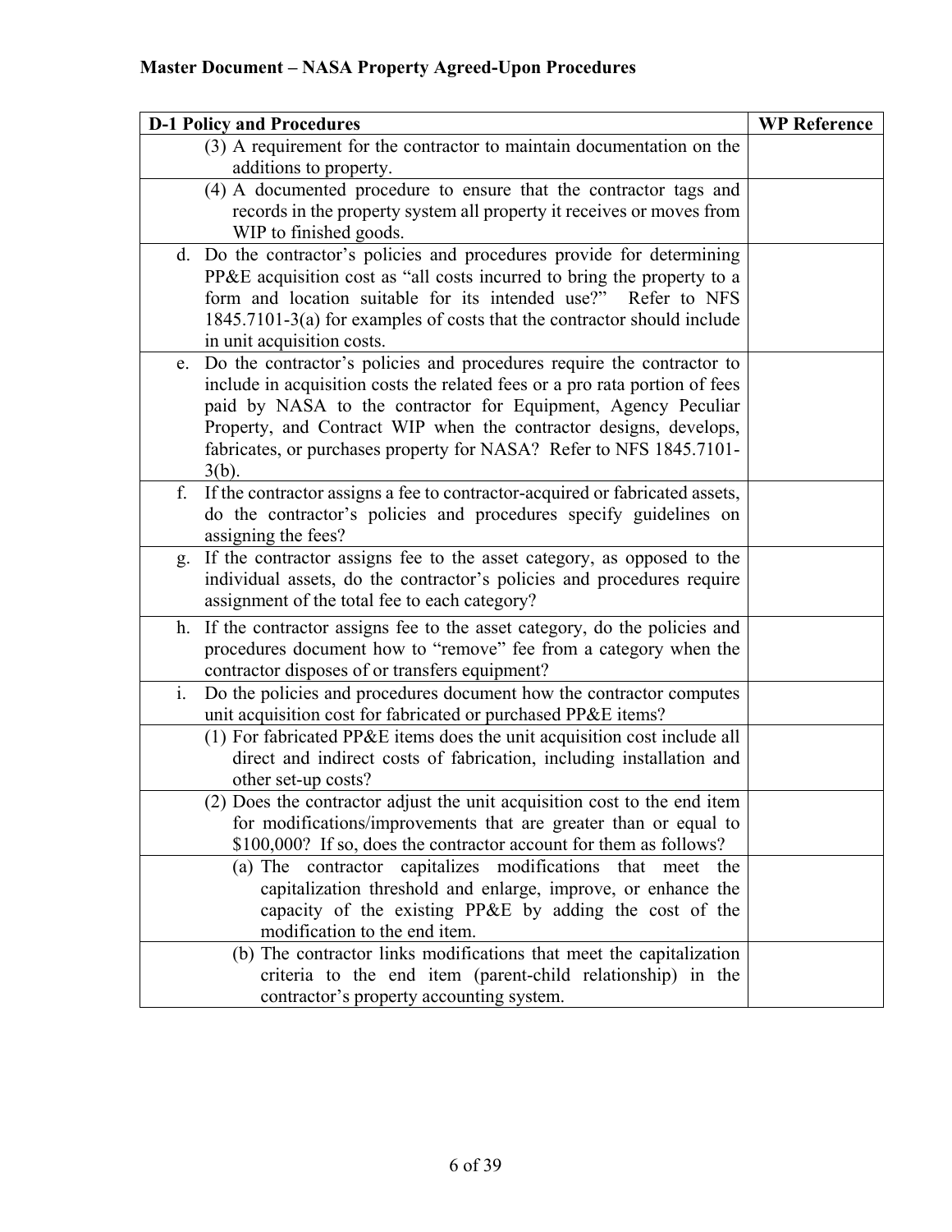## Master Document – NASA Property Agreed-Upon Procedures

| D-1 Policy and Procedures | WP Reference |
|---|---|
| (3) A requirement for the contractor to maintain documentation on the additions to property. | |
| (4) A documented procedure to ensure that the contractor tags and records in the property system all property it receives or moves from WIP to finished goods. | |
| d. Do the contractor's policies and procedures provide for determining PP&E acquisition cost as "all costs incurred to bring the property to a form and location suitable for its intended use?" Refer to NFS 1845.7101-3(a) for examples of costs that the contractor should include in unit acquisition costs. | |
| e. Do the contractor's policies and procedures require the contractor to include in acquisition costs the related fees or a pro rata portion of fees paid by NASA to the contractor for Equipment, Agency Peculiar Property, and Contract WIP when the contractor designs, develops, fabricates, or purchases property for NASA? Refer to NFS 1845.7101-3(b). | |
| f. If the contractor assigns a fee to contractor-acquired or fabricated assets, do the contractor's policies and procedures specify guidelines on assigning the fees? | |
| g. If the contractor assigns fee to the asset category, as opposed to the individual assets, do the contractor's policies and procedures require assignment of the total fee to each category? | |
| h. If the contractor assigns fee to the asset category, do the policies and procedures document how to "remove" fee from a category when the contractor disposes of or transfers equipment? | |
| i. Do the policies and procedures document how the contractor computes unit acquisition cost for fabricated or purchased PP&E items? | |
| (1) For fabricated PP&E items does the unit acquisition cost include all direct and indirect costs of fabrication, including installation and other set-up costs? | |
| (2) Does the contractor adjust the unit acquisition cost to the end item for modifications/improvements that are greater than or equal to $100,000? If so, does the contractor account for them as follows? | |
| (a) The contractor capitalizes modifications that meet the capitalization threshold and enlarge, improve, or enhance the capacity of the existing PP&E by adding the cost of the modification to the end item. | |
| (b) The contractor links modifications that meet the capitalization criteria to the end item (parent-child relationship) in the contractor's property accounting system. | |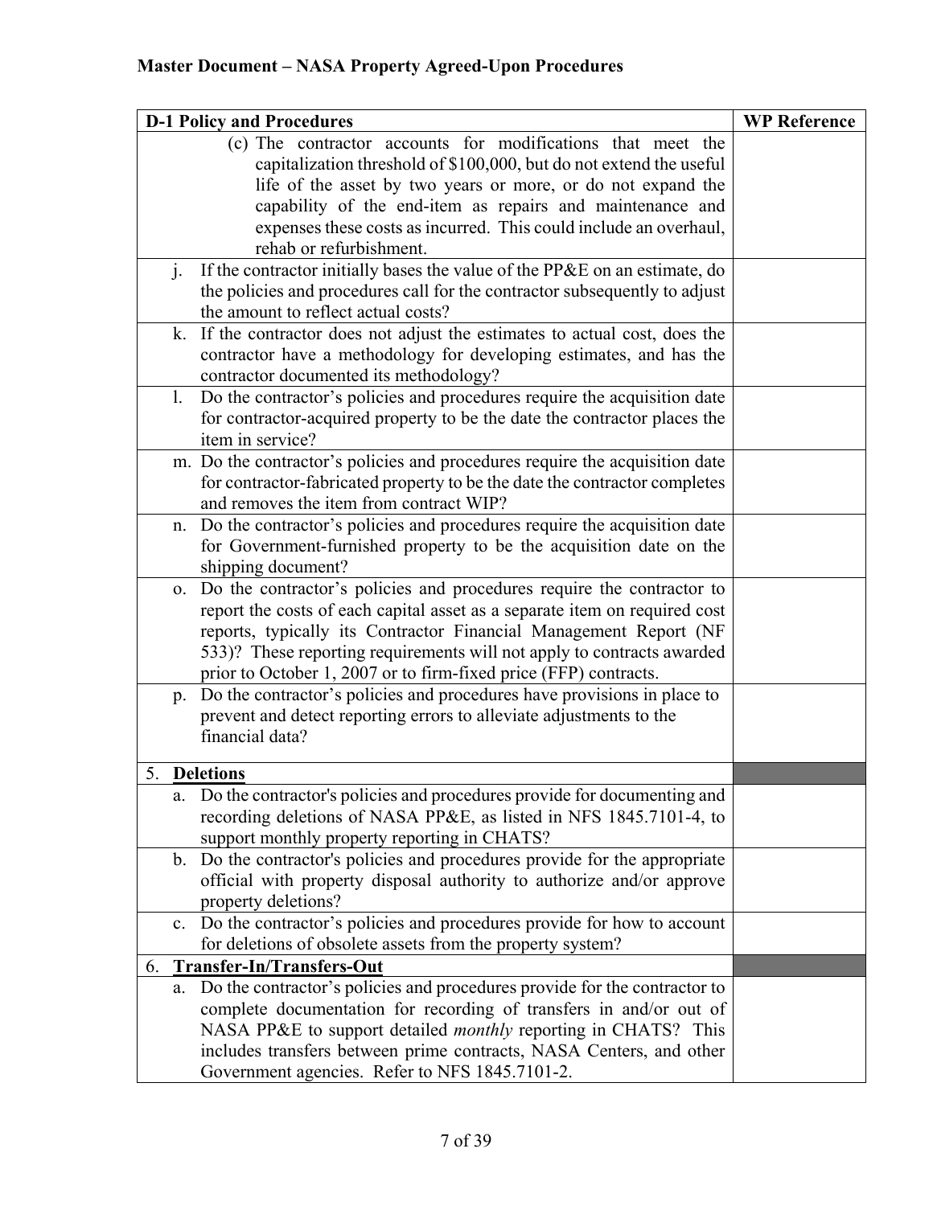## Master Document – NASA Property Agreed-Upon Procedures

| D-1 Policy and Procedures | WP Reference |
|---|---|
| (c) The contractor accounts for modifications that meet the capitalization threshold of $100,000, but do not extend the useful life of the asset by two years or more, or do not expand the capability of the end-item as repairs and maintenance and expenses these costs as incurred. This could include an overhaul, rehab or refurbishment. | |
| j. If the contractor initially bases the value of the PP&E on an estimate, do the policies and procedures call for the contractor subsequently to adjust the amount to reflect actual costs? | |
| k. If the contractor does not adjust the estimates to actual cost, does the contractor have a methodology for developing estimates, and has the contractor documented its methodology? | |
| l. Do the contractor's policies and procedures require the acquisition date for contractor-acquired property to be the date the contractor places the item in service? | |
| m. Do the contractor's policies and procedures require the acquisition date for contractor-fabricated property to be the date the contractor completes and removes the item from contract WIP? | |
| n. Do the contractor's policies and procedures require the acquisition date for Government-furnished property to be the acquisition date on the shipping document? | |
| o. Do the contractor's policies and procedures require the contractor to report the costs of each capital asset as a separate item on required cost reports, typically its Contractor Financial Management Report (NF 533)? These reporting requirements will not apply to contracts awarded prior to October 1, 2007 or to firm-fixed price (FFP) contracts. | |
| p. Do the contractor's policies and procedures have provisions in place to prevent and detect reporting errors to alleviate adjustments to the financial data? | |
| 5. **Deletions** | |
| a. Do the contractor's policies and procedures provide for documenting and recording deletions of NASA PP&E, as listed in NFS 1845.7101-4, to support monthly property reporting in CHATS? | |
| b. Do the contractor's policies and procedures provide for the appropriate official with property disposal authority to authorize and/or approve property deletions? | |
| c. Do the contractor's policies and procedures provide for how to account for deletions of obsolete assets from the property system? | |
| 6. **Transfer-In/Transfers-Out** | |
| a. Do the contractor's policies and procedures provide for the contractor to complete documentation for recording of transfers in and/or out of NASA PP&E to support detailed *monthly* reporting in CHATS? This includes transfers between prime contracts, NASA Centers, and other Government agencies. Refer to NFS 1845.7101-2. | |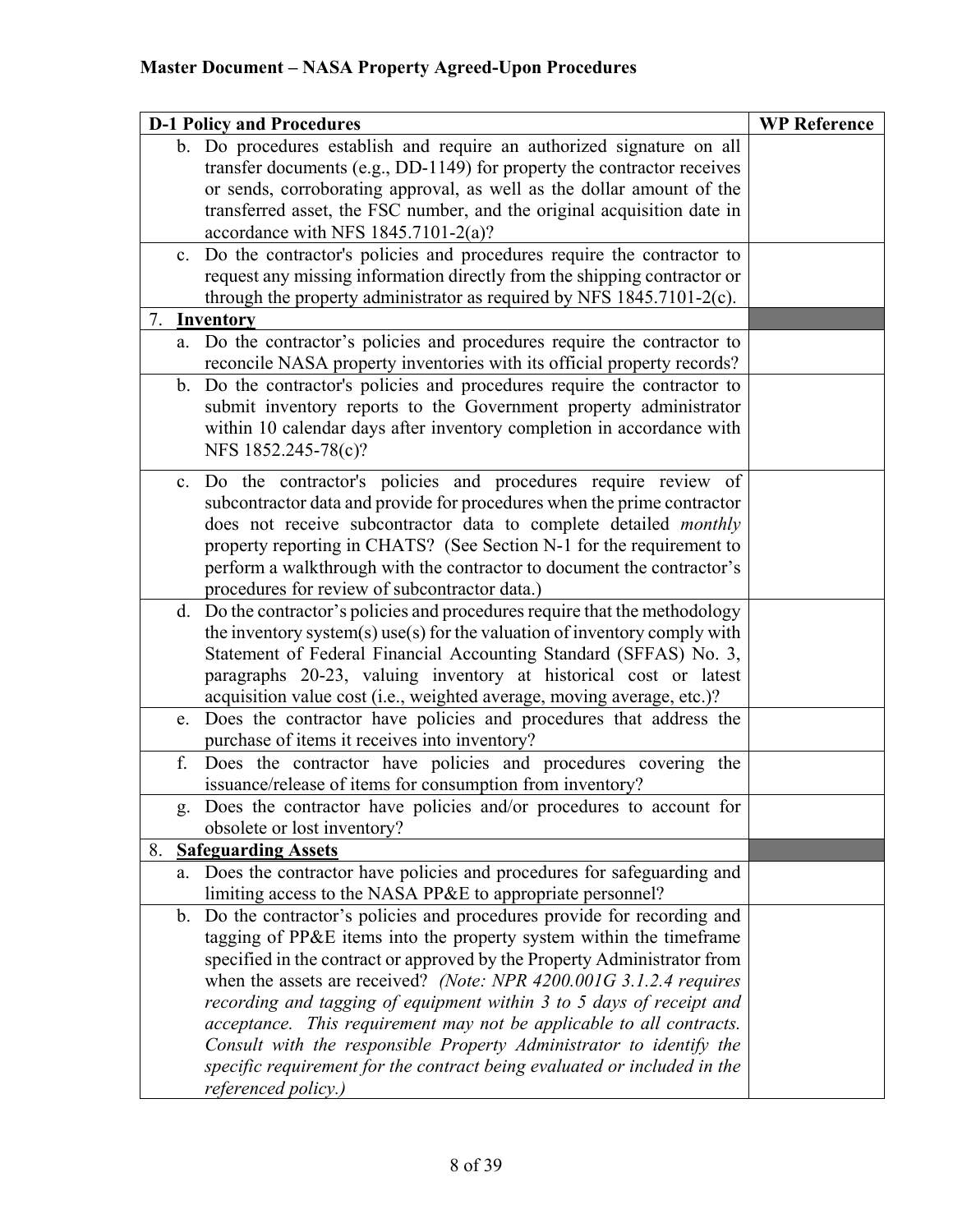## Master Document – NASA Property Agreed-Upon Procedures

| **D-1 Policy and Procedures** | **WP Reference** |
|---|---|
| b. Do procedures establish and require an authorized signature on all transfer documents (e.g., DD-1149) for property the contractor receives or sends, corroborating approval, as well as the dollar amount of the transferred asset, the FSC number, and the original acquisition date in accordance with NFS 1845.7101-2(a)? | |
| c. Do the contractor's policies and procedures require the contractor to request any missing information directly from the shipping contractor or through the property administrator as required by NFS 1845.7101-2(c). | |
| 7. **<u>Inventory</u>** | |
| a. Do the contractor's policies and procedures require the contractor to reconcile NASA property inventories with its official property records? | |
| b. Do the contractor's policies and procedures require the contractor to submit inventory reports to the Government property administrator within 10 calendar days after inventory completion in accordance with NFS 1852.245-78(c)? | |
| c. Do the contractor's policies and procedures require review of subcontractor data and provide for procedures when the prime contractor does not receive subcontractor data to complete detailed *monthly* property reporting in CHATS? (See Section N-1 for the requirement to perform a walkthrough with the contractor to document the contractor's procedures for review of subcontractor data.) | |
| d. Do the contractor's policies and procedures require that the methodology the inventory system(s) use(s) for the valuation of inventory comply with Statement of Federal Financial Accounting Standard (SFFAS) No. 3, paragraphs 20-23, valuing inventory at historical cost or latest acquisition value cost (i.e., weighted average, moving average, etc.)? | |
| e. Does the contractor have policies and procedures that address the purchase of items it receives into inventory? | |
| f. Does the contractor have policies and procedures covering the issuance/release of items for consumption from inventory? | |
| g. Does the contractor have policies and/or procedures to account for obsolete or lost inventory? | |
| 8. **<u>Safeguarding Assets</u>** | |
| a. Does the contractor have policies and procedures for safeguarding and limiting access to the NASA PP&E to appropriate personnel? | |
| b. Do the contractor's policies and procedures provide for recording and tagging of PP&E items into the property system within the timeframe specified in the contract or approved by the Property Administrator from when the assets are received? *(Note: NPR 4200.001G 3.1.2.4 requires recording and tagging of equipment within 3 to 5 days of receipt and acceptance. This requirement may not be applicable to all contracts. Consult with the responsible Property Administrator to identify the specific requirement for the contract being evaluated or included in the referenced policy.)* | |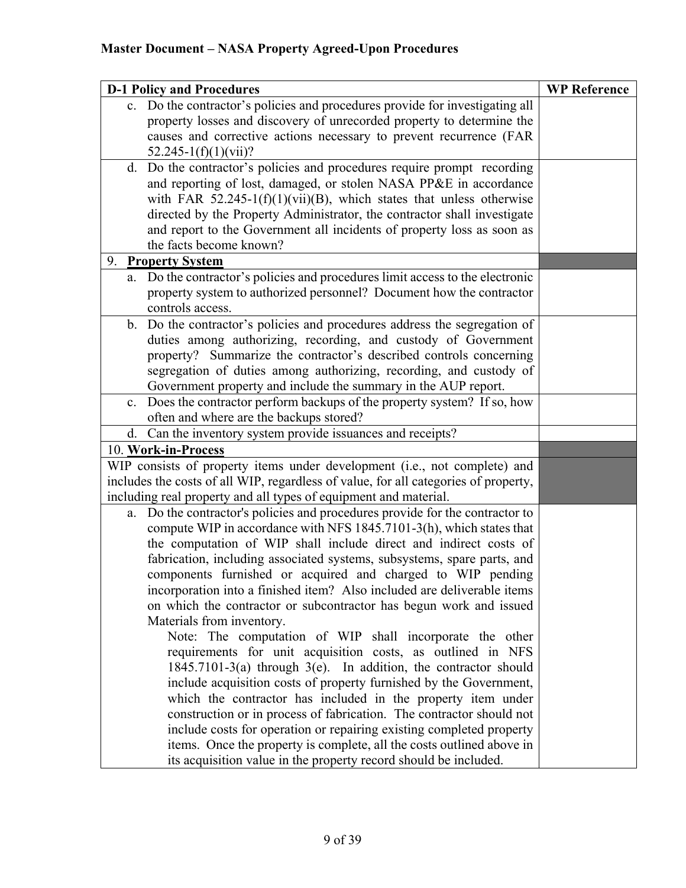## Master Document – NASA Property Agreed-Upon Procedures

| D-1 Policy and Procedures | WP Reference |
|---|---|
| c. Do the contractor's policies and procedures provide for investigating all property losses and discovery of unrecorded property to determine the causes and corrective actions necessary to prevent recurrence (FAR 52.245-1(f)(1)(vii)? | |
| d. Do the contractor's policies and procedures require prompt recording and reporting of lost, damaged, or stolen NASA PP&E in accordance with FAR 52.245-1(f)(1)(vii)(B), which states that unless otherwise directed by the Property Administrator, the contractor shall investigate and report to the Government all incidents of property loss as soon as the facts become known? | |
| 9. **Property System** | |
| a. Do the contractor's policies and procedures limit access to the electronic property system to authorized personnel? Document how the contractor controls access. | |
| b. Do the contractor's policies and procedures address the segregation of duties among authorizing, recording, and custody of Government property? Summarize the contractor's described controls concerning segregation of duties among authorizing, recording, and custody of Government property and include the summary in the AUP report. | |
| c. Does the contractor perform backups of the property system? If so, how often and where are the backups stored? | |
| d. Can the inventory system provide issuances and receipts? | |
| 10. **Work-in-Process** | |
| WIP consists of property items under development (i.e., not complete) and includes the costs of all WIP, regardless of value, for all categories of property, including real property and all types of equipment and material. | |
| a. Do the contractor's policies and procedures provide for the contractor to compute WIP in accordance with NFS 1845.7101-3(h), which states that the computation of WIP shall include direct and indirect costs of fabrication, including associated systems, subsystems, spare parts, and components furnished or acquired and charged to WIP pending incorporation into a finished item? Also included are deliverable items on which the contractor or subcontractor has begun work and issued Materials from inventory. <br> Note: The computation of WIP shall incorporate the other requirements for unit acquisition costs, as outlined in NFS 1845.7101-3(a) through 3(e). In addition, the contractor should include acquisition costs of property furnished by the Government, which the contractor has included in the property item under construction or in process of fabrication. The contractor should not include costs for operation or repairing existing completed property items. Once the property is complete, all the costs outlined above in its acquisition value in the property record should be included. | |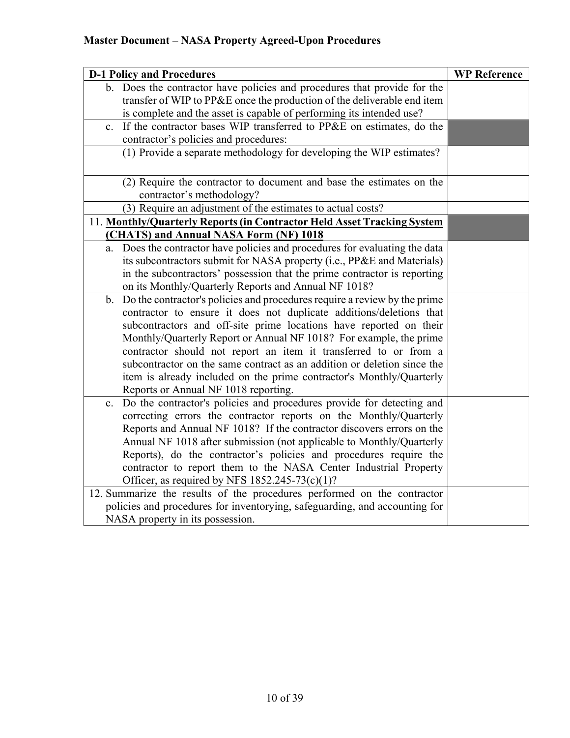## Master Document – NASA Property Agreed-Upon Procedures

| D-1 Policy and Procedures | WP Reference |
|---|---|
| b. Does the contractor have policies and procedures that provide for the transfer of WIP to PP&E once the production of the deliverable end item is complete and the asset is capable of performing its intended use? | |
| c. If the contractor bases WIP transferred to PP&E on estimates, do the contractor's policies and procedures: | |
| (1) Provide a separate methodology for developing the WIP estimates? | |
| (2) Require the contractor to document and base the estimates on the contractor's methodology? | |
| (3) Require an adjustment of the estimates to actual costs? | |
| 11. **Monthly/Quarterly Reports (in Contractor Held Asset Tracking System (CHATS) and Annual NASA Form (NF) 1018** | |
| a. Does the contractor have policies and procedures for evaluating the data its subcontractors submit for NASA property (i.e., PP&E and Materials) in the subcontractors' possession that the prime contractor is reporting on its Monthly/Quarterly Reports and Annual NF 1018? | |
| b. Do the contractor's policies and procedures require a review by the prime contractor to ensure it does not duplicate additions/deletions that subcontractors and off-site prime locations have reported on their Monthly/Quarterly Report or Annual NF 1018? For example, the prime contractor should not report an item it transferred to or from a subcontractor on the same contract as an addition or deletion since the item is already included on the prime contractor's Monthly/Quarterly Reports or Annual NF 1018 reporting. | |
| c. Do the contractor's policies and procedures provide for detecting and correcting errors the contractor reports on the Monthly/Quarterly Reports and Annual NF 1018? If the contractor discovers errors on the Annual NF 1018 after submission (not applicable to Monthly/Quarterly Reports), do the contractor's policies and procedures require the contractor to report them to the NASA Center Industrial Property Officer, as required by NFS 1852.245-73(c)(1)? | |
| 12. Summarize the results of the procedures performed on the contractor policies and procedures for inventorying, safeguarding, and accounting for NASA property in its possession. | |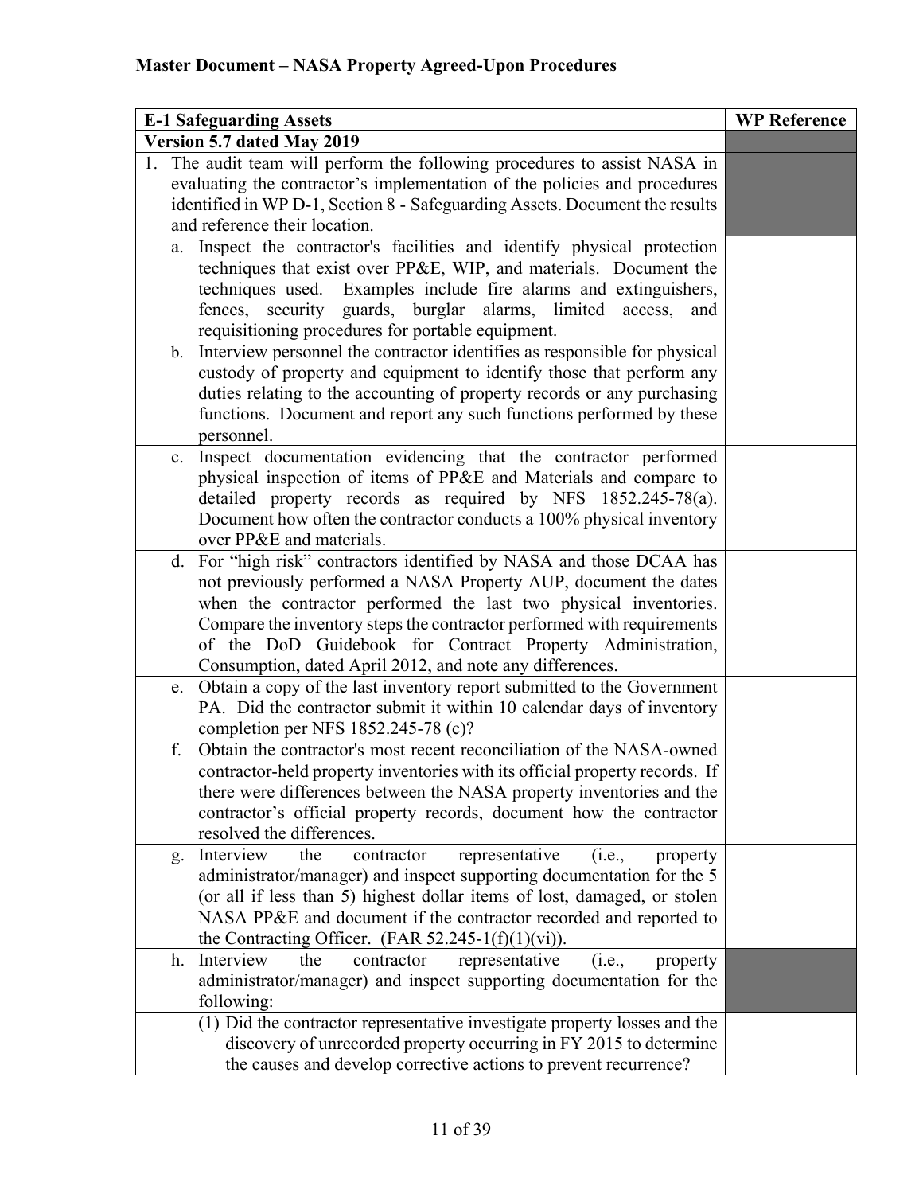## Master Document – NASA Property Agreed-Upon Procedures

| E-1 Safeguarding Assets | WP Reference |
|---|---|
| **Version 5.7 dated May 2019** | |
| 1. The audit team will perform the following procedures to assist NASA in evaluating the contractor's implementation of the policies and procedures identified in WP D-1, Section 8 - Safeguarding Assets. Document the results and reference their location. | |
| a. Inspect the contractor's facilities and identify physical protection techniques that exist over PP&E, WIP, and materials. Document the techniques used. Examples include fire alarms and extinguishers, fences, security guards, burglar alarms, limited access, and requisitioning procedures for portable equipment. | |
| b. Interview personnel the contractor identifies as responsible for physical custody of property and equipment to identify those that perform any duties relating to the accounting of property records or any purchasing functions. Document and report any such functions performed by these personnel. | |
| c. Inspect documentation evidencing that the contractor performed physical inspection of items of PP&E and Materials and compare to detailed property records as required by NFS 1852.245-78(a). Document how often the contractor conducts a 100% physical inventory over PP&E and materials. | |
| d. For "high risk" contractors identified by NASA and those DCAA has not previously performed a NASA Property AUP, document the dates when the contractor performed the last two physical inventories. Compare the inventory steps the contractor performed with requirements of the DoD Guidebook for Contract Property Administration, Consumption, dated April 2012, and note any differences. | |
| e. Obtain a copy of the last inventory report submitted to the Government PA. Did the contractor submit it within 10 calendar days of inventory completion per NFS 1852.245-78 (c)? | |
| f. Obtain the contractor's most recent reconciliation of the NASA-owned contractor-held property inventories with its official property records. If there were differences between the NASA property inventories and the contractor's official property records, document how the contractor resolved the differences. | |
| g. Interview the contractor representative (i.e., property administrator/manager) and inspect supporting documentation for the 5 (or all if less than 5) highest dollar items of lost, damaged, or stolen NASA PP&E and document if the contractor recorded and reported to the Contracting Officer. (FAR 52.245-1(f)(1)(vi)). | |
| h. Interview the contractor representative (i.e., property administrator/manager) and inspect supporting documentation for the following: | |
| (1) Did the contractor representative investigate property losses and the discovery of unrecorded property occurring in FY 2015 to determine the causes and develop corrective actions to prevent recurrence? | |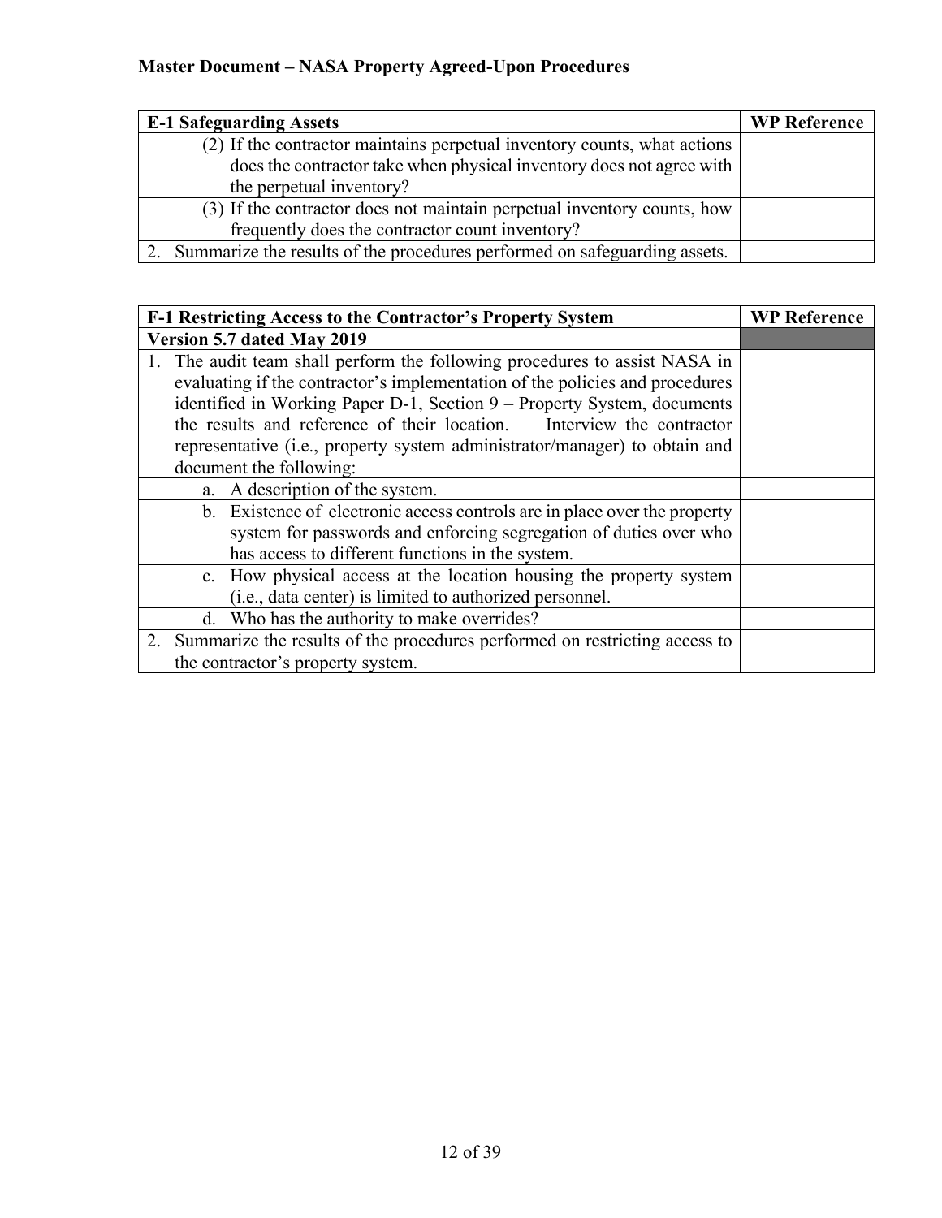## Master Document – NASA Property Agreed-Upon Procedures

| E-1 Safeguarding Assets | WP Reference |
| --- | --- |
| (2) If the contractor maintains perpetual inventory counts, what actions does the contractor take when physical inventory does not agree with the perpetual inventory? | |
| (3) If the contractor does not maintain perpetual inventory counts, how frequently does the contractor count inventory? | |
| 2. Summarize the results of the procedures performed on safeguarding assets. | |

| F-1 Restricting Access to the Contractor's Property System | WP Reference |
| --- | --- |
| **Version 5.7 dated May 2019** | |
| 1. The audit team shall perform the following procedures to assist NASA in evaluating if the contractor's implementation of the policies and procedures identified in Working Paper D-1, Section 9 – Property System, documents the results and reference of their location. Interview the contractor representative (i.e., property system administrator/manager) to obtain and document the following: | |
| a. A description of the system. | |
| b. Existence of electronic access controls are in place over the property system for passwords and enforcing segregation of duties over who has access to different functions in the system. | |
| c. How physical access at the location housing the property system (i.e., data center) is limited to authorized personnel. | |
| d. Who has the authority to make overrides? | |
| 2. Summarize the results of the procedures performed on restricting access to the contractor's property system. | |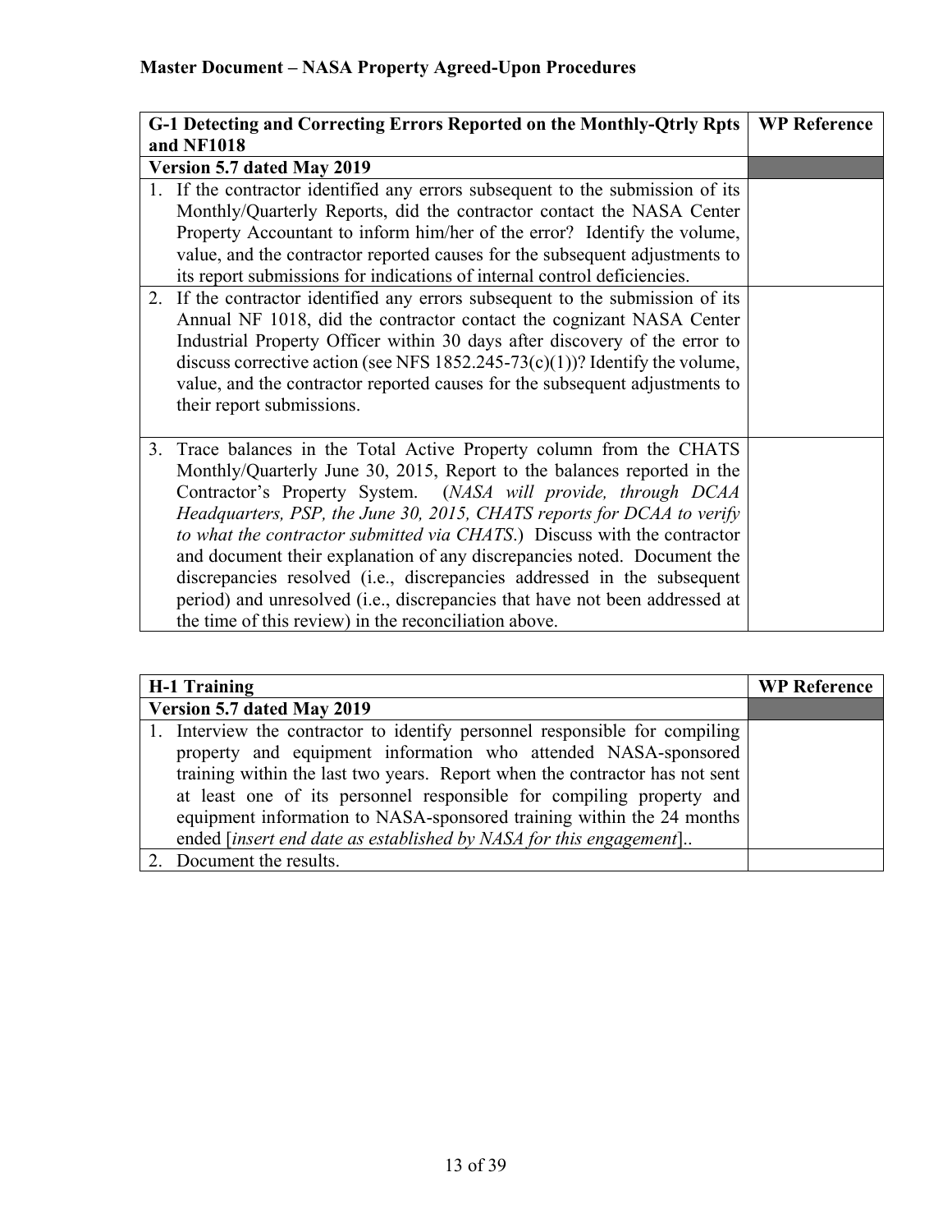## Master Document – NASA Property Agreed-Upon Procedures

| G-1 Detecting and Correcting Errors Reported on the Monthly-Qtrly Rpts and NF1018 | WP Reference |
|---|---|
| **Version 5.7 dated May 2019** | |
| 1. If the contractor identified any errors subsequent to the submission of its Monthly/Quarterly Reports, did the contractor contact the NASA Center Property Accountant to inform him/her of the error? Identify the volume, value, and the contractor reported causes for the subsequent adjustments to its report submissions for indications of internal control deficiencies. | |
| 2. If the contractor identified any errors subsequent to the submission of its Annual NF 1018, did the contractor contact the cognizant NASA Center Industrial Property Officer within 30 days after discovery of the error to discuss corrective action (see NFS 1852.245-73(c)(1))? Identify the volume, value, and the contractor reported causes for the subsequent adjustments to their report submissions. | |
| 3. Trace balances in the Total Active Property column from the CHATS Monthly/Quarterly June 30, 2015, Report to the balances reported in the Contractor's Property System. (*NASA will provide, through DCAA Headquarters, PSP, the June 30, 2015, CHATS reports for DCAA to verify to what the contractor submitted via CHATS*.) Discuss with the contractor and document their explanation of any discrepancies noted. Document the discrepancies resolved (i.e., discrepancies addressed in the subsequent period) and unresolved (i.e., discrepancies that have not been addressed at the time of this review) in the reconciliation above. | |

| H-1 Training | WP Reference |
|---|---|
| **Version 5.7 dated May 2019** | |
| 1. Interview the contractor to identify personnel responsible for compiling property and equipment information who attended NASA-sponsored training within the last two years. Report when the contractor has not sent at least one of its personnel responsible for compiling property and equipment information to NASA-sponsored training within the 24 months ended [*insert end date as established by NASA for this engagement*].. | |
| 2. Document the results. | |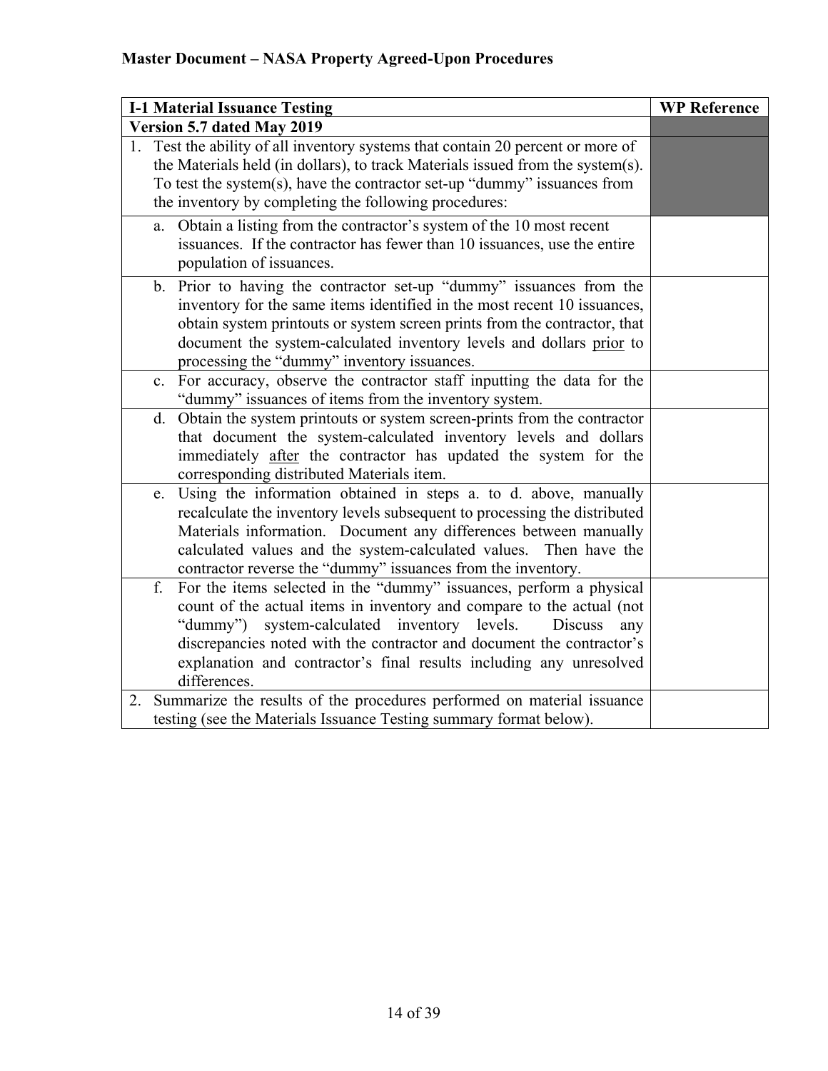**Master Document – NASA Property Agreed-Upon Procedures**

| I-1 Material Issuance Testing | WP Reference |
|---|---|
| **Version 5.7 dated May 2019** | |
| 1. Test the ability of all inventory systems that contain 20 percent or more of the Materials held (in dollars), to track Materials issued from the system(s). To test the system(s), have the contractor set-up "dummy" issuances from the inventory by completing the following procedures: | |
| a. Obtain a listing from the contractor's system of the 10 most recent issuances. If the contractor has fewer than 10 issuances, use the entire population of issuances. | |
| b. Prior to having the contractor set-up "dummy" issuances from the inventory for the same items identified in the most recent 10 issuances, obtain system printouts or system screen prints from the contractor, that document the system-calculated inventory levels and dollars <u>prior</u> to processing the "dummy" inventory issuances. | |
| c. For accuracy, observe the contractor staff inputting the data for the "dummy" issuances of items from the inventory system. | |
| d. Obtain the system printouts or system screen-prints from the contractor that document the system-calculated inventory levels and dollars immediately <u>after</u> the contractor has updated the system for the corresponding distributed Materials item. | |
| e. Using the information obtained in steps a. to d. above, manually recalculate the inventory levels subsequent to processing the distributed Materials information. Document any differences between manually calculated values and the system-calculated values. Then have the contractor reverse the "dummy" issuances from the inventory. | |
| f. For the items selected in the "dummy" issuances, perform a physical count of the actual items in inventory and compare to the actual (not "dummy") system-calculated inventory levels. Discuss any discrepancies noted with the contractor and document the contractor's explanation and contractor's final results including any unresolved differences. | |
| 2. Summarize the results of the procedures performed on material issuance testing (see the Materials Issuance Testing summary format below). | |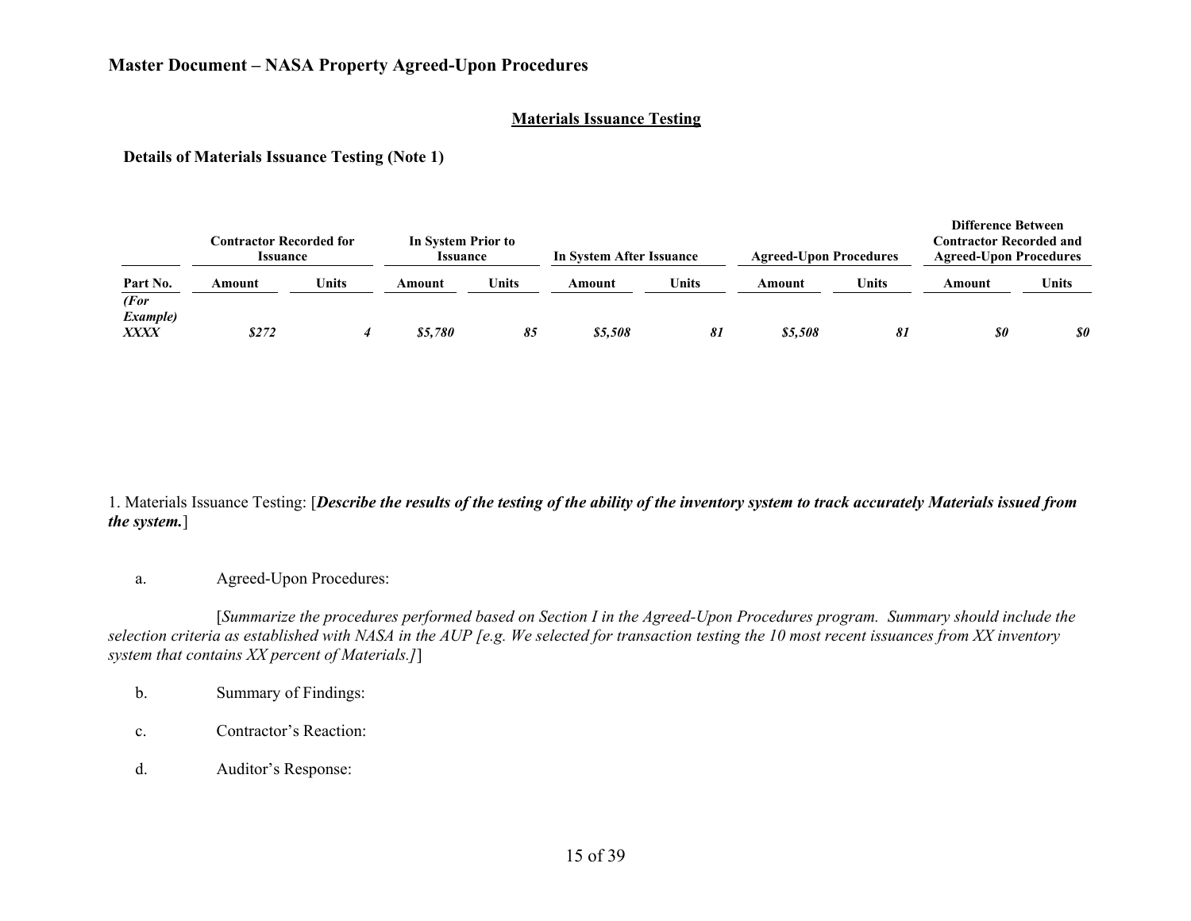**Master Document – NASA Property Agreed-Upon Procedures**

## Materials Issuance Testing

### Details of Materials Issuance Testing (Note 1)

| | Contractor Recorded for Issuance | | In System Prior to Issuance | | In System After Issuance | | Agreed-Upon Procedures | | Difference Between Contractor Recorded and Agreed-Upon Procedures | |
|---|---|---|---|---|---|---|---|---|---|---|
| **Part No.** | **Amount** | **Units** | **Amount** | **Units** | **Amount** | **Units** | **Amount** | **Units** | **Amount** | **Units** |
| ***(For Example) XXXX*** | ***$272*** | ***4*** | ***$5,780*** | ***85*** | ***$5,508*** | ***81*** | ***$5,508*** | ***81*** | ***$0*** | ***$0*** |

1. Materials Issuance Testing: [***Describe the results of the testing of the ability of the inventory system to track accurately Materials issued from the system.***]

a. Agreed-Upon Procedures:

[*Summarize the procedures performed based on Section I in the Agreed-Upon Procedures program. Summary should include the selection criteria as established with NASA in the AUP [e.g. We selected for transaction testing the 10 most recent issuances from XX inventory system that contains XX percent of Materials.]*]

b. Summary of Findings:

c. Contractor's Reaction:

d. Auditor's Response: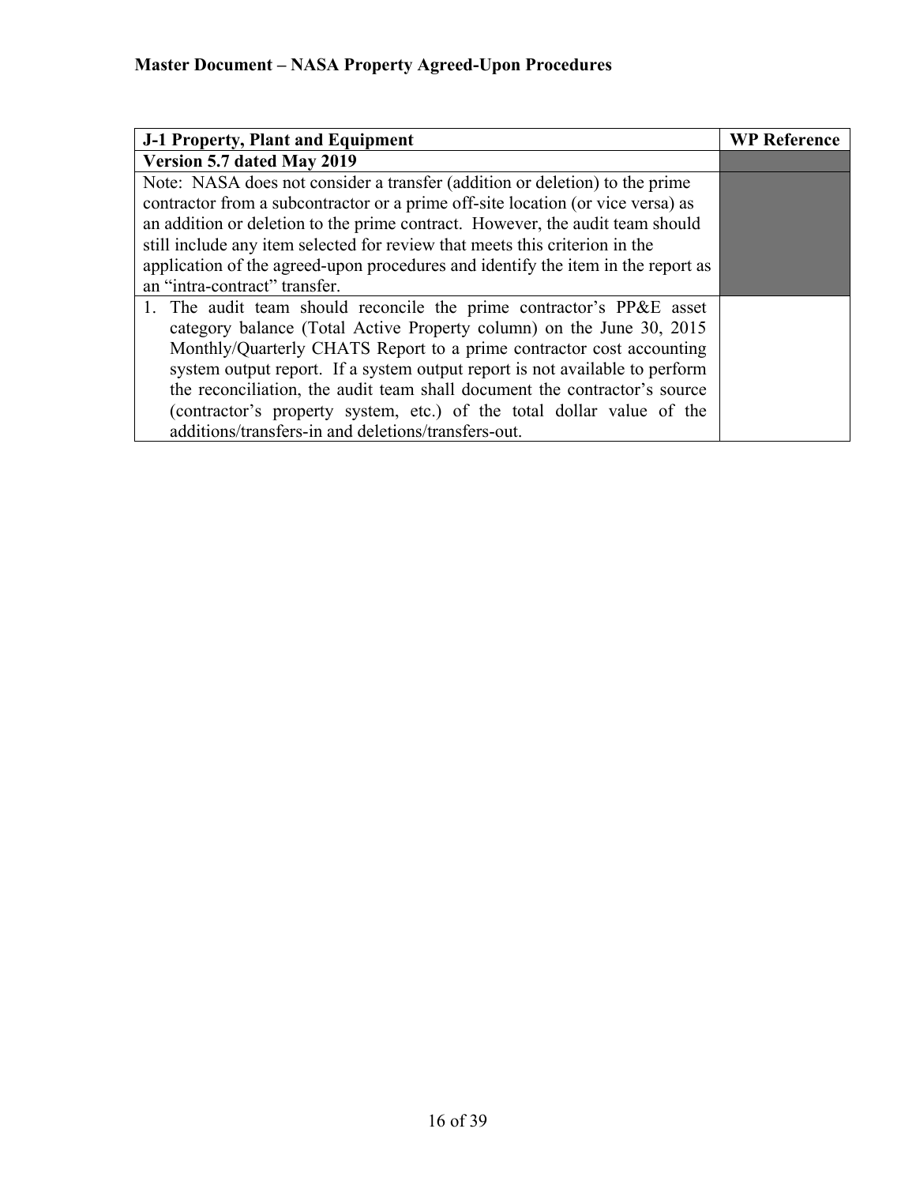| J-1 Property, Plant and Equipment | WP Reference |
| --- | --- |
| **Version 5.7 dated May 2019** | |
| Note: NASA does not consider a transfer (addition or deletion) to the prime contractor from a subcontractor or a prime off-site location (or vice versa) as an addition or deletion to the prime contract. However, the audit team should still include any item selected for review that meets this criterion in the application of the agreed-upon procedures and identify the item in the report as an "intra-contract" transfer. | |
| 1. The audit team should reconcile the prime contractor's PP&E asset category balance (Total Active Property column) on the June 30, 2015 Monthly/Quarterly CHATS Report to a prime contractor cost accounting system output report. If a system output report is not available to perform the reconciliation, the audit team shall document the contractor's source (contractor's property system, etc.) of the total dollar value of the additions/transfers-in and deletions/transfers-out. | |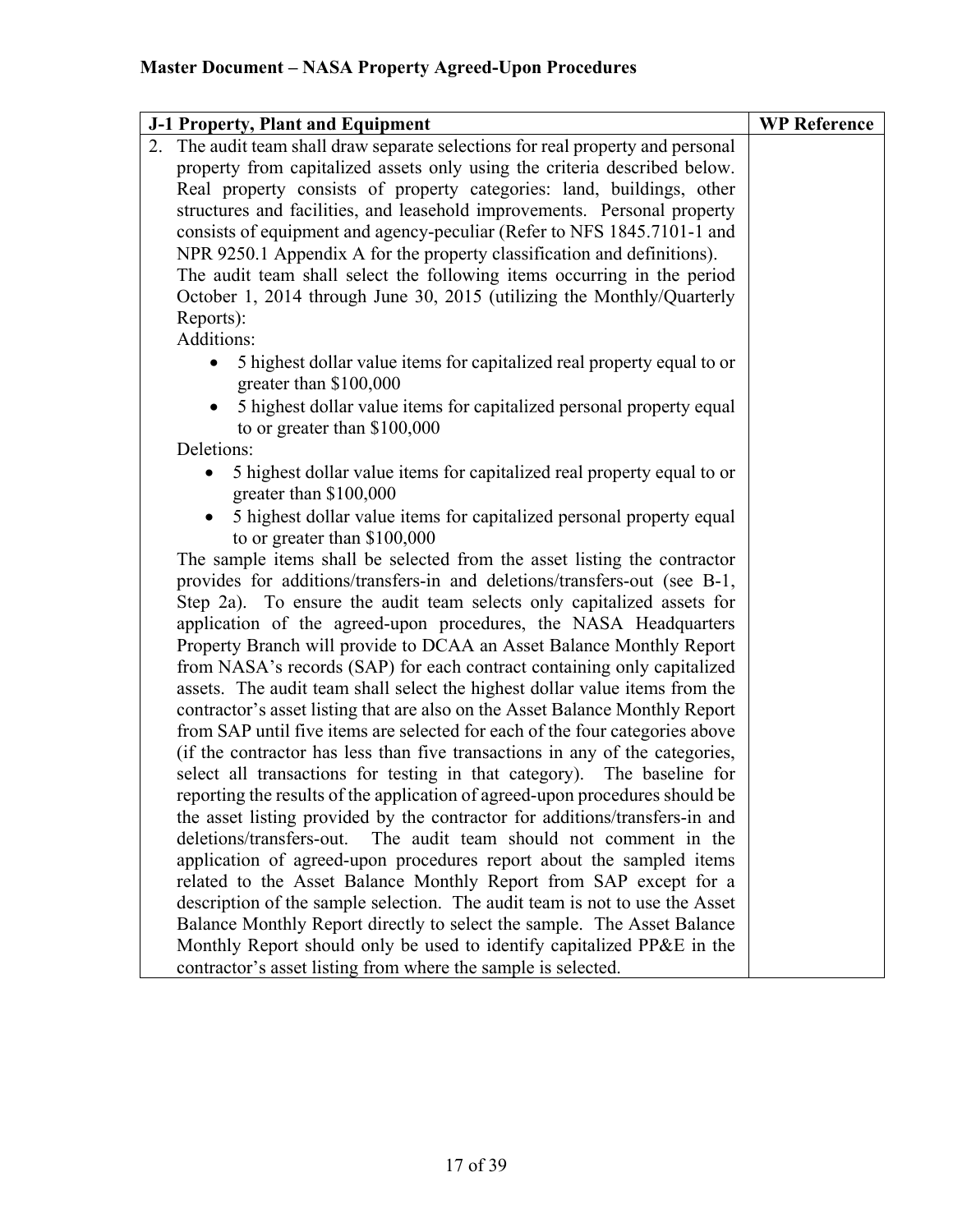## Master Document – NASA Property Agreed-Upon Procedures

| J-1 Property, Plant and Equipment | WP Reference |
|---|---|
| 2. The audit team shall draw separate selections for real property and personal property from capitalized assets only using the criteria described below. Real property consists of property categories: land, buildings, other structures and facilities, and leasehold improvements. Personal property consists of equipment and agency-peculiar (Refer to NFS 1845.7101-1 and NPR 9250.1 Appendix A for the property classification and definitions).<br>The audit team shall select the following items occurring in the period October 1, 2014 through June 30, 2015 (utilizing the Monthly/Quarterly Reports):<br>Additions:<br>• 5 highest dollar value items for capitalized real property equal to or greater than $100,000<br>• 5 highest dollar value items for capitalized personal property equal to or greater than $100,000<br>Deletions:<br>• 5 highest dollar value items for capitalized real property equal to or greater than $100,000<br>• 5 highest dollar value items for capitalized personal property equal to or greater than $100,000<br>The sample items shall be selected from the asset listing the contractor provides for additions/transfers-in and deletions/transfers-out (see B-1, Step 2a). To ensure the audit team selects only capitalized assets for application of the agreed-upon procedures, the NASA Headquarters Property Branch will provide to DCAA an Asset Balance Monthly Report from NASA's records (SAP) for each contract containing only capitalized assets. The audit team shall select the highest dollar value items from the contractor's asset listing that are also on the Asset Balance Monthly Report from SAP until five items are selected for each of the four categories above (if the contractor has less than five transactions in any of the categories, select all transactions for testing in that category). The baseline for reporting the results of the application of agreed-upon procedures should be the asset listing provided by the contractor for additions/transfers-in and deletions/transfers-out. The audit team should not comment in the application of agreed-upon procedures report about the sampled items related to the Asset Balance Monthly Report from SAP except for a description of the sample selection. The audit team is not to use the Asset Balance Monthly Report directly to select the sample. The Asset Balance Monthly Report should only be used to identify capitalized PP&E in the contractor's asset listing from where the sample is selected. | |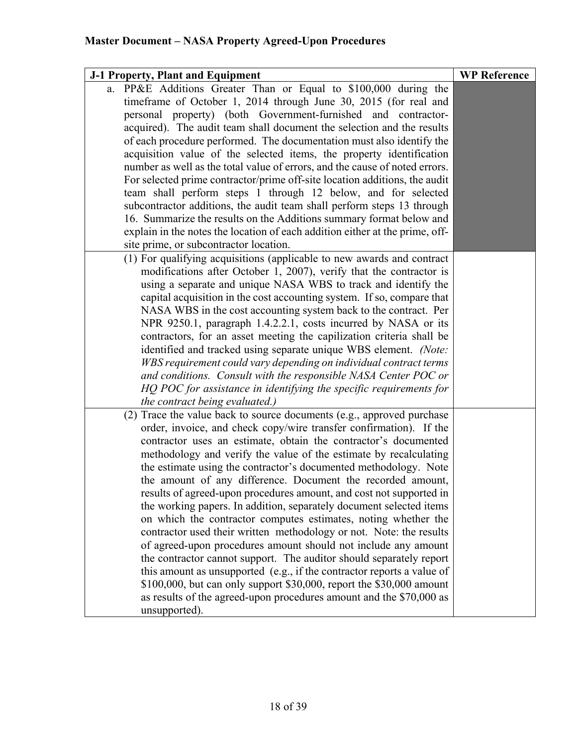**Master Document – NASA Property Agreed-Upon Procedures**

| J-1 Property, Plant and Equipment | WP Reference |
|---|---|
| a. PP&E Additions Greater Than or Equal to $100,000 during the timeframe of October 1, 2014 through June 30, 2015 (for real and personal property) (both Government-furnished and contractor-acquired). The audit team shall document the selection and the results of each procedure performed. The documentation must also identify the acquisition value of the selected items, the property identification number as well as the total value of errors, and the cause of noted errors. For selected prime contractor/prime off-site location additions, the audit team shall perform steps 1 through 12 below, and for selected subcontractor additions, the audit team shall perform steps 13 through 16. Summarize the results on the Additions summary format below and explain in the notes the location of each addition either at the prime, off-site prime, or subcontractor location. | |
| (1) For qualifying acquisitions (applicable to new awards and contract modifications after October 1, 2007), verify that the contractor is using a separate and unique NASA WBS to track and identify the capital acquisition in the cost accounting system. If so, compare that NASA WBS in the cost accounting system back to the contract. Per NPR 9250.1, paragraph 1.4.2.2.1, costs incurred by NASA or its contractors, for an asset meeting the capilization criteria shall be identified and tracked using separate unique WBS element. *(Note: WBS requirement could vary depending on individual contract terms and conditions. Consult with the responsible NASA Center POC or HQ POC for assistance in identifying the specific requirements for the contract being evaluated.)* | |
| (2) Trace the value back to source documents (e.g., approved purchase order, invoice, and check copy/wire transfer confirmation). If the contractor uses an estimate, obtain the contractor's documented methodology and verify the value of the estimate by recalculating the estimate using the contractor's documented methodology. Note the amount of any difference. Document the recorded amount, results of agreed-upon procedures amount, and cost not supported in the working papers. In addition, separately document selected items on which the contractor computes estimates, noting whether the contractor used their written methodology or not. Note: the results of agreed-upon procedures amount should not include any amount the contractor cannot support. The auditor should separately report this amount as unsupported (e.g., if the contractor reports a value of $100,000, but can only support $30,000, report the $30,000 amount as results of the agreed-upon procedures amount and the $70,000 as unsupported). | |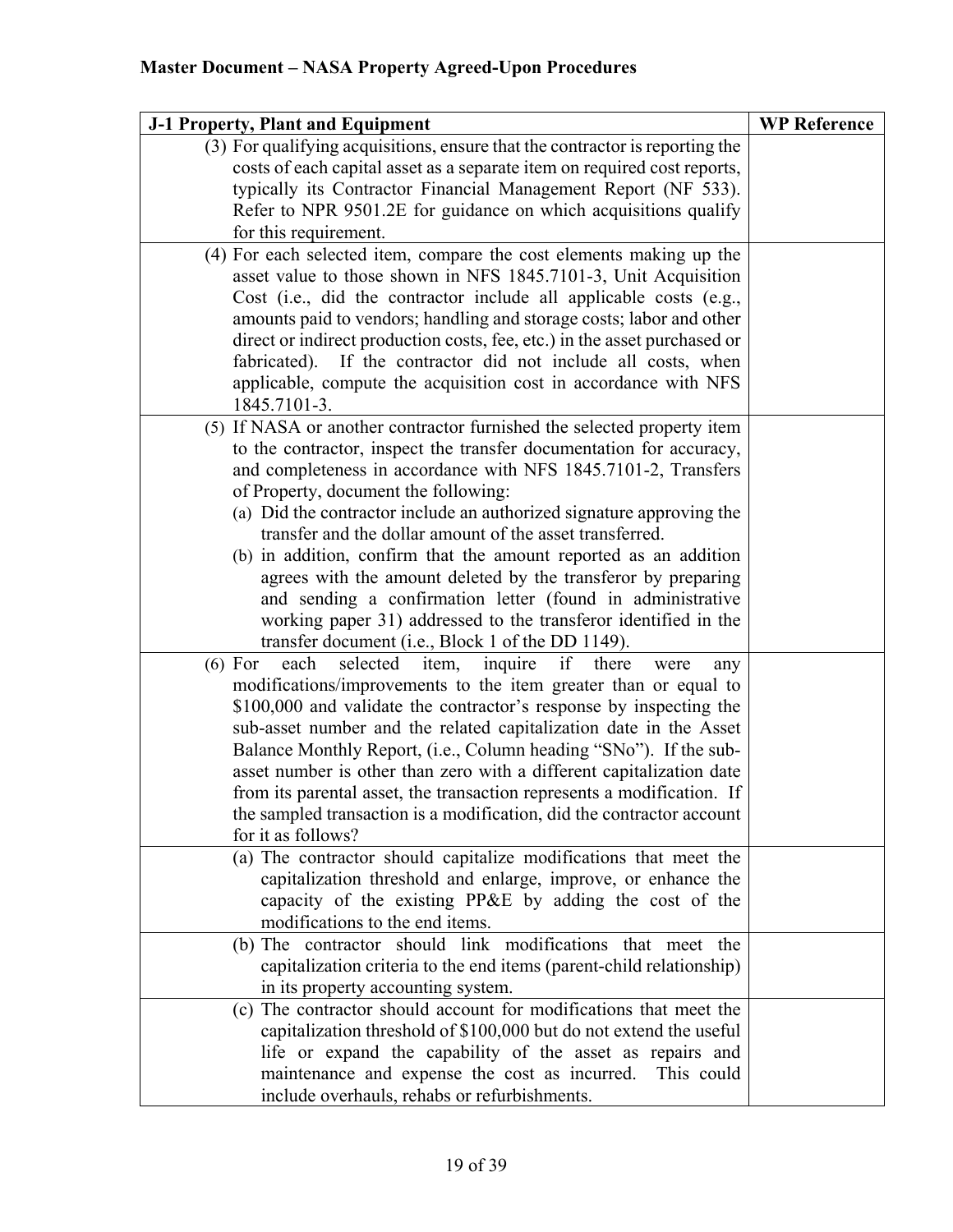## Master Document – NASA Property Agreed-Upon Procedures

| J-1 Property, Plant and Equipment | WP Reference |
|---|---|
| (3) For qualifying acquisitions, ensure that the contractor is reporting the costs of each capital asset as a separate item on required cost reports, typically its Contractor Financial Management Report (NF 533). Refer to NPR 9501.2E for guidance on which acquisitions qualify for this requirement. | |
| (4) For each selected item, compare the cost elements making up the asset value to those shown in NFS 1845.7101-3, Unit Acquisition Cost (i.e., did the contractor include all applicable costs (e.g., amounts paid to vendors; handling and storage costs; labor and other direct or indirect production costs, fee, etc.) in the asset purchased or fabricated). If the contractor did not include all costs, when applicable, compute the acquisition cost in accordance with NFS 1845.7101-3. | |
| (5) If NASA or another contractor furnished the selected property item to the contractor, inspect the transfer documentation for accuracy, and completeness in accordance with NFS 1845.7101-2, Transfers of Property, document the following:<br>(a) Did the contractor include an authorized signature approving the transfer and the dollar amount of the asset transferred.<br>(b) in addition, confirm that the amount reported as an addition agrees with the amount deleted by the transferor by preparing and sending a confirmation letter (found in administrative working paper 31) addressed to the transferor identified in the transfer document (i.e., Block 1 of the DD 1149). | |
| (6) For each selected item, inquire if there were any modifications/improvements to the item greater than or equal to $100,000 and validate the contractor's response by inspecting the sub-asset number and the related capitalization date in the Asset Balance Monthly Report, (i.e., Column heading "SNo"). If the sub-asset number is other than zero with a different capitalization date from its parental asset, the transaction represents a modification. If the sampled transaction is a modification, did the contractor account for it as follows? | |
| (a) The contractor should capitalize modifications that meet the capitalization threshold and enlarge, improve, or enhance the capacity of the existing PP&E by adding the cost of the modifications to the end items. | |
| (b) The contractor should link modifications that meet the capitalization criteria to the end items (parent-child relationship) in its property accounting system. | |
| (c) The contractor should account for modifications that meet the capitalization threshold of $100,000 but do not extend the useful life or expand the capability of the asset as repairs and maintenance and expense the cost as incurred. This could include overhauls, rehabs or refurbishments. | |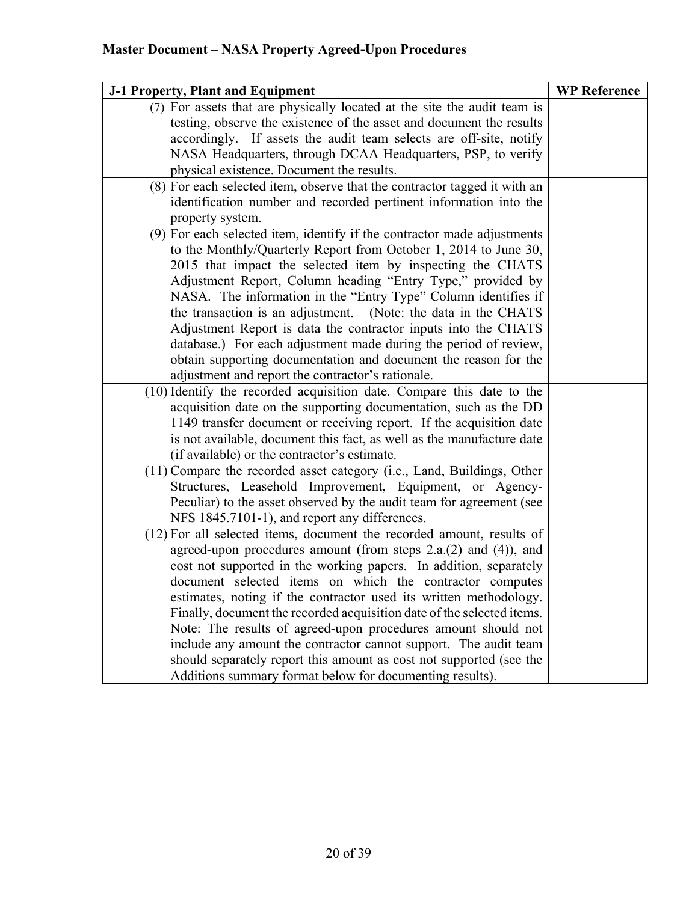**Master Document – NASA Property Agreed-Upon Procedures**

| J-1 Property, Plant and Equipment | WP Reference |
|---|---|
| (7) For assets that are physically located at the site the audit team is testing, observe the existence of the asset and document the results accordingly. If assets the audit team selects are off-site, notify NASA Headquarters, through DCAA Headquarters, PSP, to verify physical existence. Document the results. | |
| (8) For each selected item, observe that the contractor tagged it with an identification number and recorded pertinent information into the property system. | |
| (9) For each selected item, identify if the contractor made adjustments to the Monthly/Quarterly Report from October 1, 2014 to June 30, 2015 that impact the selected item by inspecting the CHATS Adjustment Report, Column heading "Entry Type," provided by NASA. The information in the "Entry Type" Column identifies if the transaction is an adjustment. (Note: the data in the CHATS Adjustment Report is data the contractor inputs into the CHATS database.) For each adjustment made during the period of review, obtain supporting documentation and document the reason for the adjustment and report the contractor's rationale. | |
| (10) Identify the recorded acquisition date. Compare this date to the acquisition date on the supporting documentation, such as the DD 1149 transfer document or receiving report. If the acquisition date is not available, document this fact, as well as the manufacture date (if available) or the contractor's estimate. | |
| (11) Compare the recorded asset category (i.e., Land, Buildings, Other Structures, Leasehold Improvement, Equipment, or Agency-Peculiar) to the asset observed by the audit team for agreement (see NFS 1845.7101-1), and report any differences. | |
| (12) For all selected items, document the recorded amount, results of agreed-upon procedures amount (from steps 2.a.(2) and (4)), and cost not supported in the working papers. In addition, separately document selected items on which the contractor computes estimates, noting if the contractor used its written methodology. Finally, document the recorded acquisition date of the selected items. Note: The results of agreed-upon procedures amount should not include any amount the contractor cannot support. The audit team should separately report this amount as cost not supported (see the Additions summary format below for documenting results). | |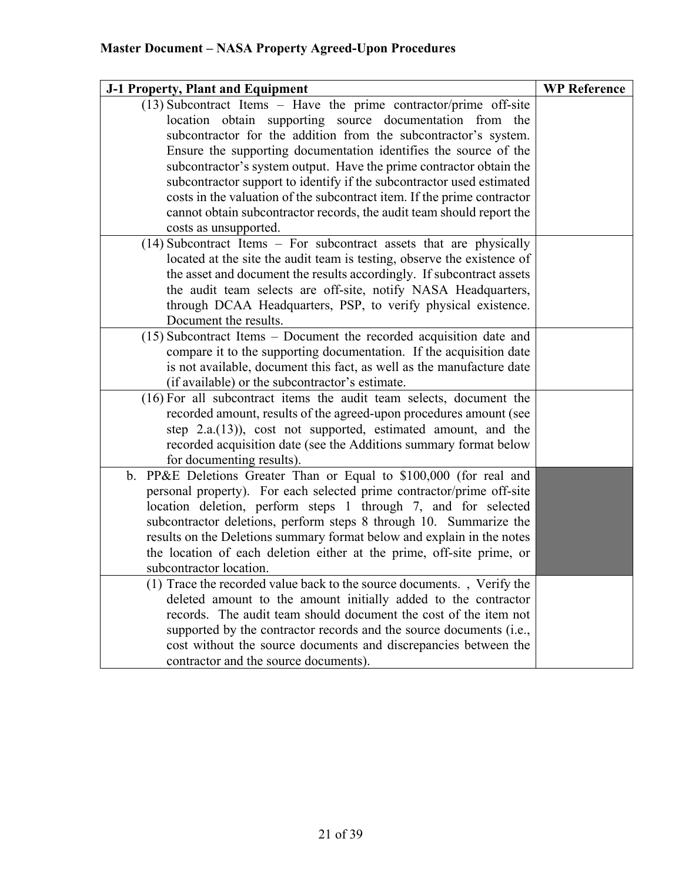## Master Document – NASA Property Agreed-Upon Procedures

| J-1 Property, Plant and Equipment | WP Reference |
|---|---|
| (13) Subcontract Items – Have the prime contractor/prime off-site location obtain supporting source documentation from the subcontractor for the addition from the subcontractor's system. Ensure the supporting documentation identifies the source of the subcontractor's system output. Have the prime contractor obtain the subcontractor support to identify if the subcontractor used estimated costs in the valuation of the subcontract item. If the prime contractor cannot obtain subcontractor records, the audit team should report the costs as unsupported. | |
| (14) Subcontract Items – For subcontract assets that are physically located at the site the audit team is testing, observe the existence of the asset and document the results accordingly. If subcontract assets the audit team selects are off-site, notify NASA Headquarters, through DCAA Headquarters, PSP, to verify physical existence. Document the results. | |
| (15) Subcontract Items – Document the recorded acquisition date and compare it to the supporting documentation. If the acquisition date is not available, document this fact, as well as the manufacture date (if available) or the subcontractor's estimate. | |
| (16) For all subcontract items the audit team selects, document the recorded amount, results of the agreed-upon procedures amount (see step 2.a.(13)), cost not supported, estimated amount, and the recorded acquisition date (see the Additions summary format below for documenting results). | |
| b. PP&E Deletions Greater Than or Equal to $100,000 (for real and personal property). For each selected prime contractor/prime off-site location deletion, perform steps 1 through 7, and for selected subcontractor deletions, perform steps 8 through 10. Summarize the results on the Deletions summary format below and explain in the notes the location of each deletion either at the prime, off-site prime, or subcontractor location. | |
| (1) Trace the recorded value back to the source documents. , Verify the deleted amount to the amount initially added to the contractor records. The audit team should document the cost of the item not supported by the contractor records and the source documents (i.e., cost without the source documents and discrepancies between the contractor and the source documents). | |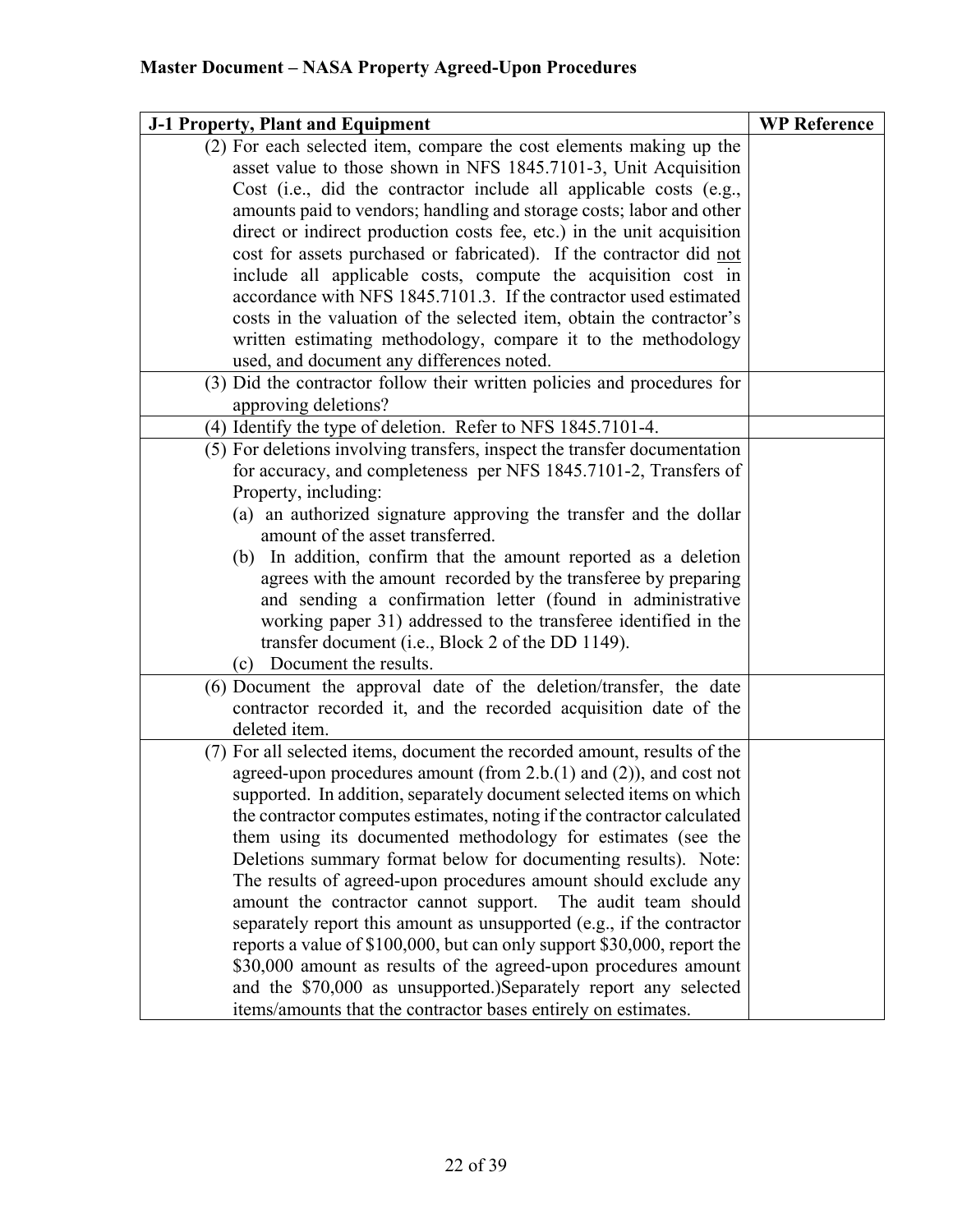## Master Document – NASA Property Agreed-Upon Procedures

| J-1 Property, Plant and Equipment | WP Reference |
|---|---|
| (2) For each selected item, compare the cost elements making up the asset value to those shown in NFS 1845.7101-3, Unit Acquisition Cost (i.e., did the contractor include all applicable costs (e.g., amounts paid to vendors; handling and storage costs; labor and other direct or indirect production costs fee, etc.) in the unit acquisition cost for assets purchased or fabricated). If the contractor did not include all applicable costs, compute the acquisition cost in accordance with NFS 1845.7101.3. If the contractor used estimated costs in the valuation of the selected item, obtain the contractor's written estimating methodology, compare it to the methodology used, and document any differences noted. | |
| (3) Did the contractor follow their written policies and procedures for approving deletions? | |
| (4) Identify the type of deletion. Refer to NFS 1845.7101-4. | |
| (5) For deletions involving transfers, inspect the transfer documentation for accuracy, and completeness per NFS 1845.7101-2, Transfers of Property, including: (a) an authorized signature approving the transfer and the dollar amount of the asset transferred. (b) In addition, confirm that the amount reported as a deletion agrees with the amount recorded by the transferee by preparing and sending a confirmation letter (found in administrative working paper 31) addressed to the transferee identified in the transfer document (i.e., Block 2 of the DD 1149). (c) Document the results. | |
| (6) Document the approval date of the deletion/transfer, the date contractor recorded it, and the recorded acquisition date of the deleted item. | |
| (7) For all selected items, document the recorded amount, results of the agreed-upon procedures amount (from 2.b.(1) and (2)), and cost not supported. In addition, separately document selected items on which the contractor computes estimates, noting if the contractor calculated them using its documented methodology for estimates (see the Deletions summary format below for documenting results). Note: The results of agreed-upon procedures amount should exclude any amount the contractor cannot support. The audit team should separately report this amount as unsupported (e.g., if the contractor reports a value of \$100,000, but can only support \$30,000, report the \$30,000 amount as results of the agreed-upon procedures amount and the \$70,000 as unsupported.)Separately report any selected items/amounts that the contractor bases entirely on estimates. | |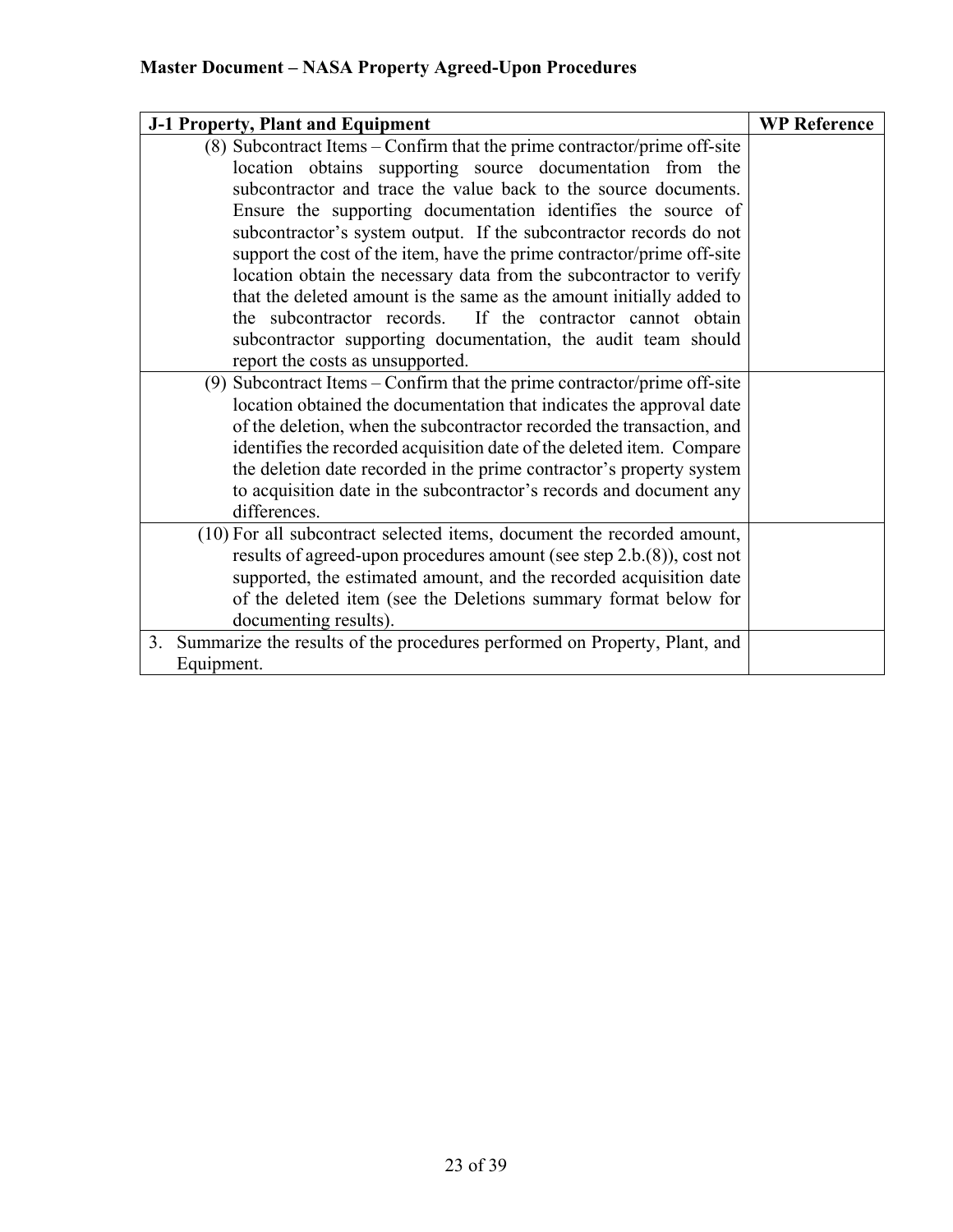**Master Document – NASA Property Agreed-Upon Procedures**

| J-1 Property, Plant and Equipment | WP Reference |
|---|---|
| (8) Subcontract Items – Confirm that the prime contractor/prime off-site location obtains supporting source documentation from the subcontractor and trace the value back to the source documents. Ensure the supporting documentation identifies the source of subcontractor's system output. If the subcontractor records do not support the cost of the item, have the prime contractor/prime off-site location obtain the necessary data from the subcontractor to verify that the deleted amount is the same as the amount initially added to the subcontractor records. If the contractor cannot obtain subcontractor supporting documentation, the audit team should report the costs as unsupported. | |
| (9) Subcontract Items – Confirm that the prime contractor/prime off-site location obtained the documentation that indicates the approval date of the deletion, when the subcontractor recorded the transaction, and identifies the recorded acquisition date of the deleted item. Compare the deletion date recorded in the prime contractor's property system to acquisition date in the subcontractor's records and document any differences. | |
| (10) For all subcontract selected items, document the recorded amount, results of agreed-upon procedures amount (see step 2.b.(8)), cost not supported, the estimated amount, and the recorded acquisition date of the deleted item (see the Deletions summary format below for documenting results). | |
| 3. Summarize the results of the procedures performed on Property, Plant, and Equipment. | |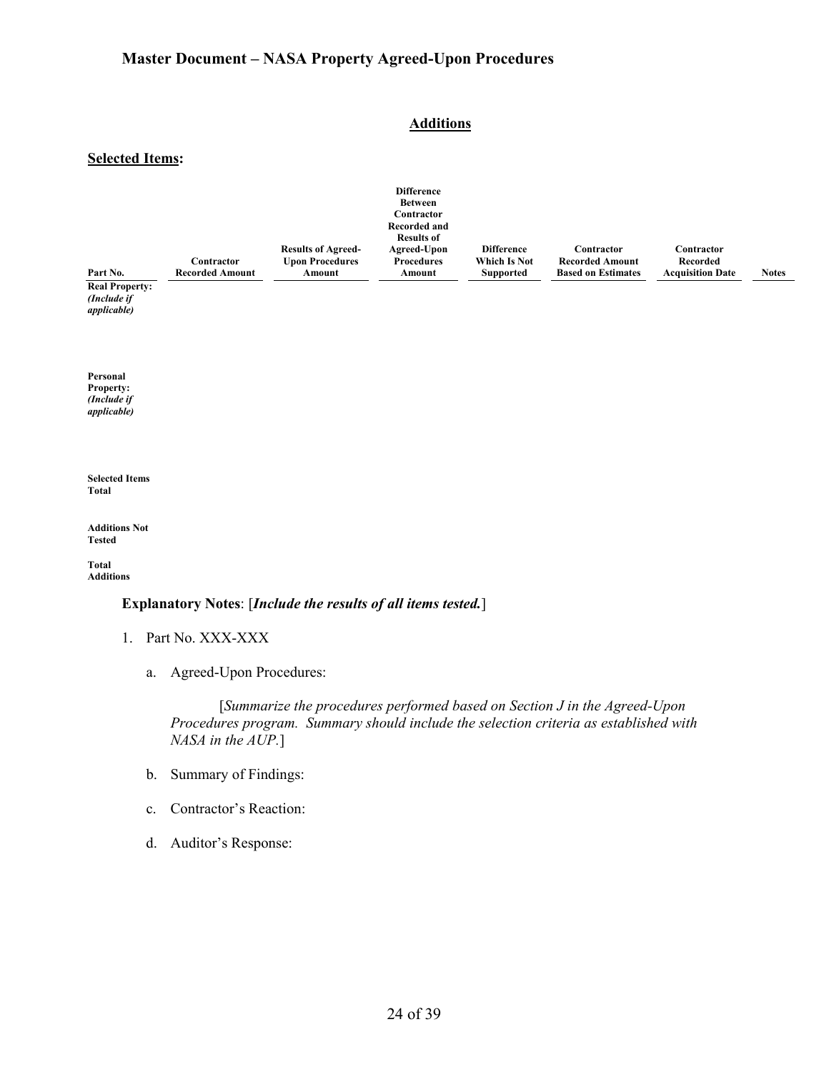## Additions

**Selected Items:**

| Part No. | Contractor Recorded Amount | Results of Agreed-Upon Procedures Amount | Difference Between Contractor Recorded and Results of Agreed-Upon Procedures Amount | Difference Which Is Not Supported | Contractor Recorded Amount Based on Estimates | Contractor Recorded Acquisition Date | Notes |
|---|---|---|---|---|---|---|---|
| **Real Property:** ***(Include if applicable)*** | | | | | | | |
| **Personal Property:** ***(Include if applicable)*** | | | | | | | |
| **Selected Items Total** | | | | | | | |
| **Additions Not Tested** | | | | | | | |
| **Total Additions** | | | | | | | |

**Explanatory Notes**: [***Include the results of all items tested.***]

1. Part No. XXX-XXX

   a. Agreed-Upon Procedures:

      [*Summarize the procedures performed based on Section J in the Agreed-Upon Procedures program. Summary should include the selection criteria as established with NASA in the AUP.*]

   b. Summary of Findings:

   c. Contractor's Reaction:

   d. Auditor's Response: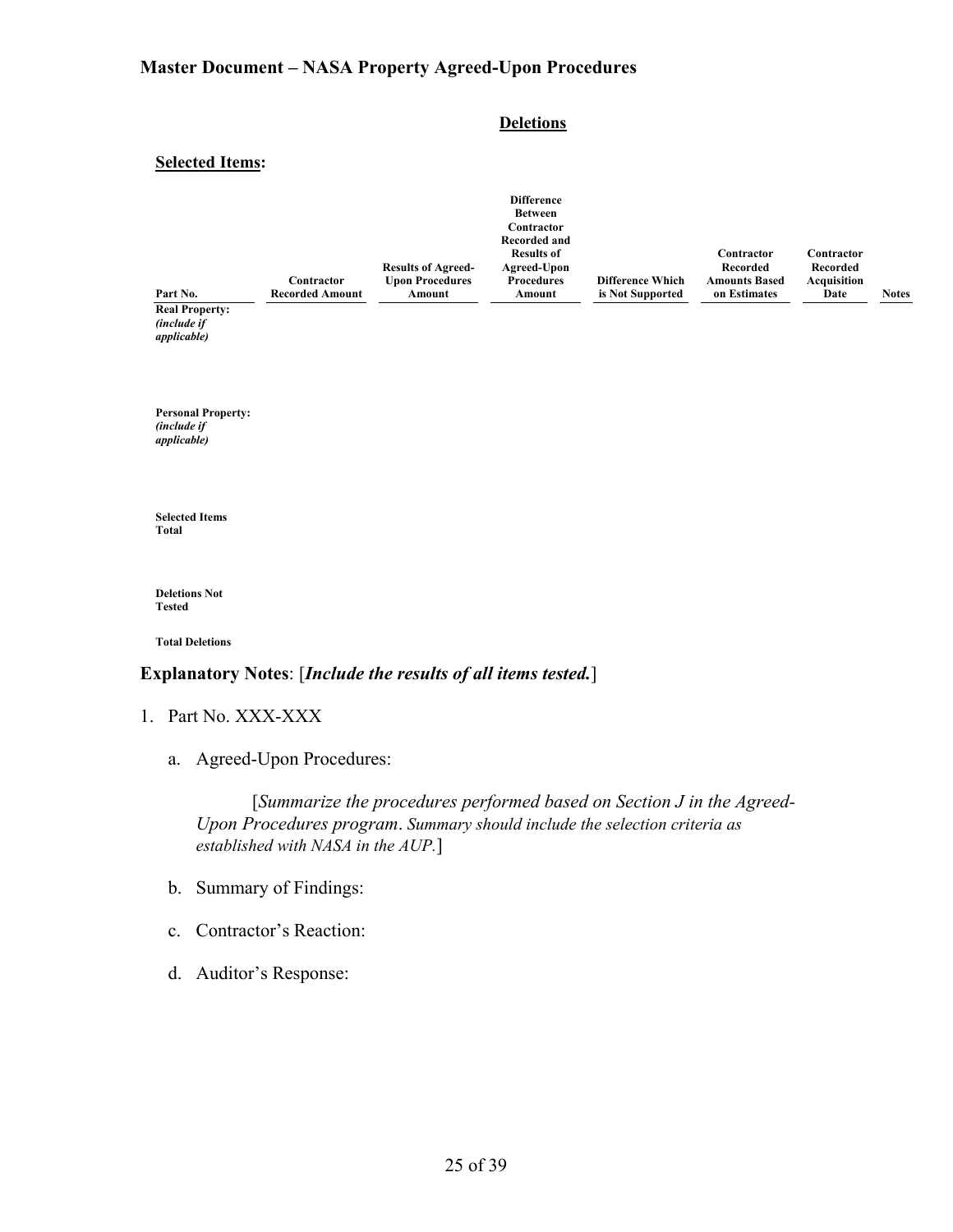**Master Document – NASA Property Agreed-Upon Procedures**

**Deletions**

**Selected Items:**

| Part No. | Contractor Recorded Amount | Results of Agreed-Upon Procedures Amount | Difference Between Contractor Recorded and Results of Agreed-Upon Procedures Amount | Difference Which is Not Supported | Contractor Recorded Amounts Based on Estimates | Contractor Recorded Acquisition Date | Notes |
|---|---|---|---|---|---|---|---|
| **Real Property:** ***(include if applicable)*** | | | | | | | |
| **Personal Property:** ***(include if applicable)*** | | | | | | | |
| **Selected Items Total** | | | | | | | |
| **Deletions Not Tested** | | | | | | | |
| **Total Deletions** | | | | | | | |

**Explanatory Notes**: [***Include the results of all items tested.***]

1. Part No. XXX-XXX

    a. Agreed-Upon Procedures:

    [*Summarize the procedures performed based on Section J in the Agreed-Upon Procedures program. Summary should include the selection criteria as established with NASA in the AUP.*]

    b. Summary of Findings:

    c. Contractor's Reaction:

    d. Auditor's Response: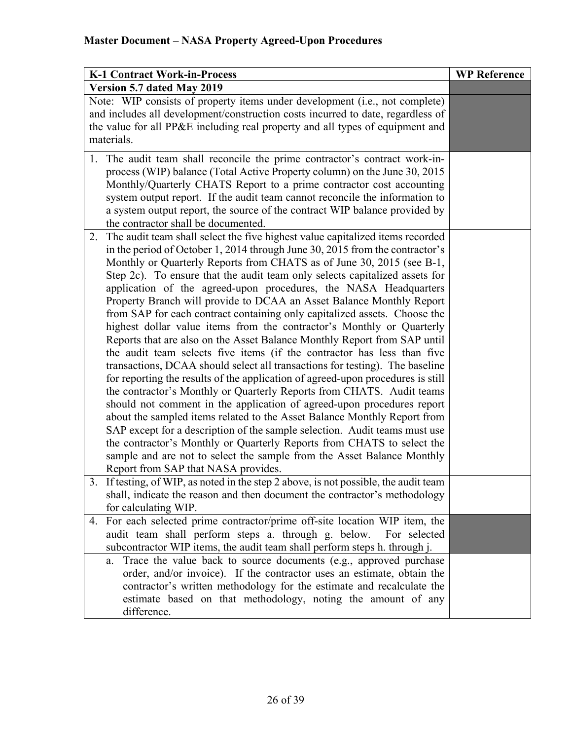**Master Document – NASA Property Agreed-Upon Procedures**

| K-1 Contract Work-in-Process | WP Reference |
|---|---|
| **Version 5.7 dated May 2019** | |
| Note: WIP consists of property items under development (i.e., not complete) and includes all development/construction costs incurred to date, regardless of the value for all PP&E including real property and all types of equipment and materials. | |
| 1. The audit team shall reconcile the prime contractor's contract work-in-process (WIP) balance (Total Active Property column) on the June 30, 2015 Monthly/Quarterly CHATS Report to a prime contractor cost accounting system output report. If the audit team cannot reconcile the information to a system output report, the source of the contract WIP balance provided by the contractor shall be documented. | |
| 2. The audit team shall select the five highest value capitalized items recorded in the period of October 1, 2014 through June 30, 2015 from the contractor's Monthly or Quarterly Reports from CHATS as of June 30, 2015 (see B-1, Step 2c). To ensure that the audit team only selects capitalized assets for application of the agreed-upon procedures, the NASA Headquarters Property Branch will provide to DCAA an Asset Balance Monthly Report from SAP for each contract containing only capitalized assets. Choose the highest dollar value items from the contractor's Monthly or Quarterly Reports that are also on the Asset Balance Monthly Report from SAP until the audit team selects five items (if the contractor has less than five transactions, DCAA should select all transactions for testing). The baseline for reporting the results of the application of agreed-upon procedures is still the contractor's Monthly or Quarterly Reports from CHATS. Audit teams should not comment in the application of agreed-upon procedures report about the sampled items related to the Asset Balance Monthly Report from SAP except for a description of the sample selection. Audit teams must use the contractor's Monthly or Quarterly Reports from CHATS to select the sample and are not to select the sample from the Asset Balance Monthly Report from SAP that NASA provides. | |
| 3. If testing, of WIP, as noted in the step 2 above, is not possible, the audit team shall, indicate the reason and then document the contractor's methodology for calculating WIP. | |
| 4. For each selected prime contractor/prime off-site location WIP item, the audit team shall perform steps a. through g. below. For selected subcontractor WIP items, the audit team shall perform steps h. through j. | |
| a. Trace the value back to source documents (e.g., approved purchase order, and/or invoice). If the contractor uses an estimate, obtain the contractor's written methodology for the estimate and recalculate the estimate based on that methodology, noting the amount of any difference. | |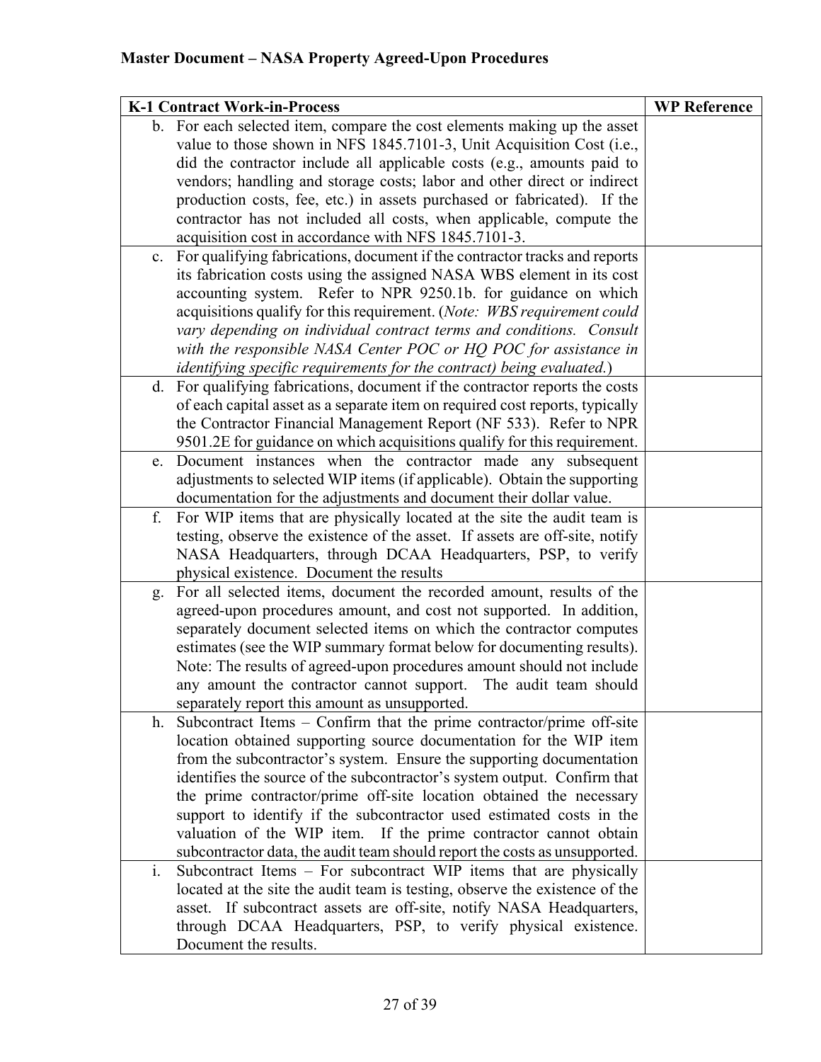**Master Document – NASA Property Agreed-Upon Procedures**

| K-1 Contract Work-in-Process | WP Reference |
|---|---|
| b. For each selected item, compare the cost elements making up the asset value to those shown in NFS 1845.7101-3, Unit Acquisition Cost (i.e., did the contractor include all applicable costs (e.g., amounts paid to vendors; handling and storage costs; labor and other direct or indirect production costs, fee, etc.) in assets purchased or fabricated). If the contractor has not included all costs, when applicable, compute the acquisition cost in accordance with NFS 1845.7101-3. | |
| c. For qualifying fabrications, document if the contractor tracks and reports its fabrication costs using the assigned NASA WBS element in its cost accounting system. Refer to NPR 9250.1b. for guidance on which acquisitions qualify for this requirement. (*Note: WBS requirement could vary depending on individual contract terms and conditions. Consult with the responsible NASA Center POC or HQ POC for assistance in identifying specific requirements for the contract) being evaluated.*) | |
| d. For qualifying fabrications, document if the contractor reports the costs of each capital asset as a separate item on required cost reports, typically the Contractor Financial Management Report (NF 533). Refer to NPR 9501.2E for guidance on which acquisitions qualify for this requirement. | |
| e. Document instances when the contractor made any subsequent adjustments to selected WIP items (if applicable). Obtain the supporting documentation for the adjustments and document their dollar value. | |
| f. For WIP items that are physically located at the site the audit team is testing, observe the existence of the asset. If assets are off-site, notify NASA Headquarters, through DCAA Headquarters, PSP, to verify physical existence. Document the results | |
| g. For all selected items, document the recorded amount, results of the agreed-upon procedures amount, and cost not supported. In addition, separately document selected items on which the contractor computes estimates (see the WIP summary format below for documenting results). Note: The results of agreed-upon procedures amount should not include any amount the contractor cannot support. The audit team should separately report this amount as unsupported. | |
| h. Subcontract Items – Confirm that the prime contractor/prime off-site location obtained supporting source documentation for the WIP item from the subcontractor's system. Ensure the supporting documentation identifies the source of the subcontractor's system output. Confirm that the prime contractor/prime off-site location obtained the necessary support to identify if the subcontractor used estimated costs in the valuation of the WIP item. If the prime contractor cannot obtain subcontractor data, the audit team should report the costs as unsupported. | |
| i. Subcontract Items – For subcontract WIP items that are physically located at the site the audit team is testing, observe the existence of the asset. If subcontract assets are off-site, notify NASA Headquarters, through DCAA Headquarters, PSP, to verify physical existence. Document the results. | |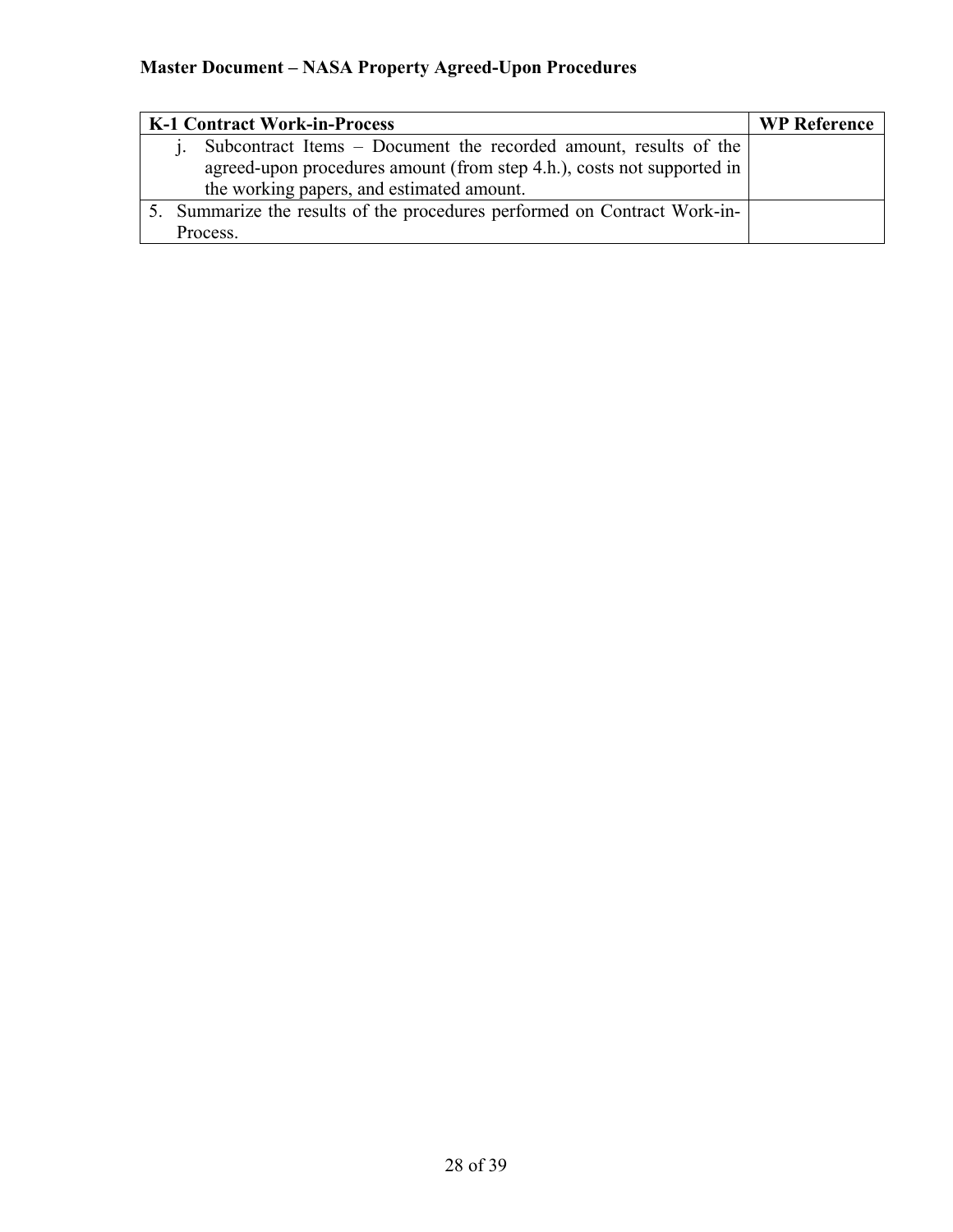| K-1 Contract Work-in-Process | WP Reference |
|---|---|
| j. Subcontract Items – Document the recorded amount, results of the agreed-upon procedures amount (from step 4.h.), costs not supported in the working papers, and estimated amount. | |
| 5. Summarize the results of the procedures performed on Contract Work-in-Process. | |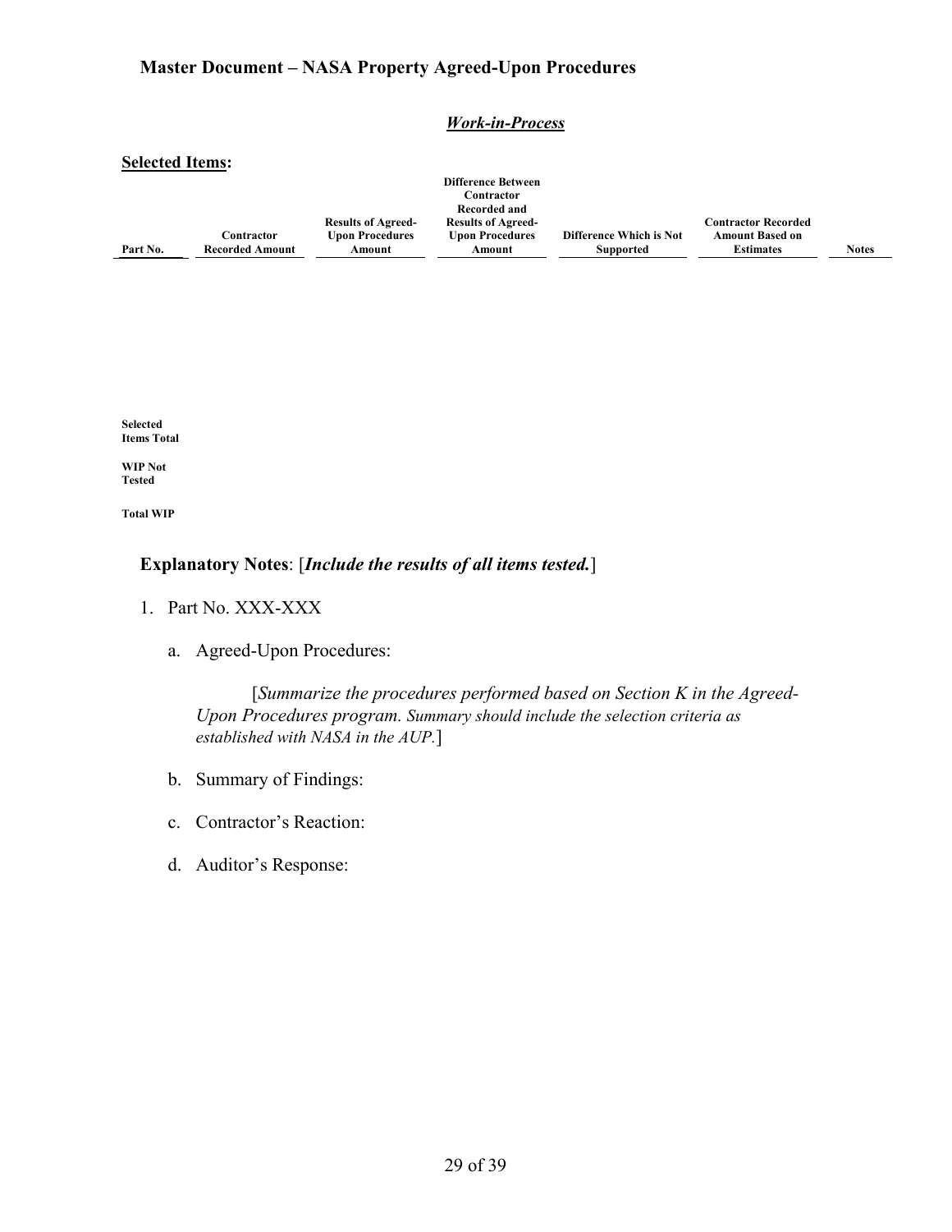### Master Document – NASA Property Agreed-Upon Procedures

***Work-in-Process***

**Selected Items:**

| Part No. | Contractor Recorded Amount | Results of Agreed-Upon Procedures Amount | Difference Between Contractor Recorded and Results of Agreed-Upon Procedures Amount | Difference Which is Not Supported | Contractor Recorded Amount Based on Estimates | Notes |
|---|---|---|---|---|---|---|
| | | | | | | |
| **Selected Items Total** | | | | | | |
| **WIP Not Tested** | | | | | | |
| **Total WIP** | | | | | | |

**Explanatory Notes**: [***Include the results of all items tested.***]

1. Part No. XXX-XXX

   a. Agreed-Upon Procedures:

      [*Summarize the procedures performed based on Section K in the Agreed-Upon Procedures program. Summary should include the selection criteria as established with NASA in the AUP.*]

   b. Summary of Findings:

   c. Contractor's Reaction:

   d. Auditor's Response: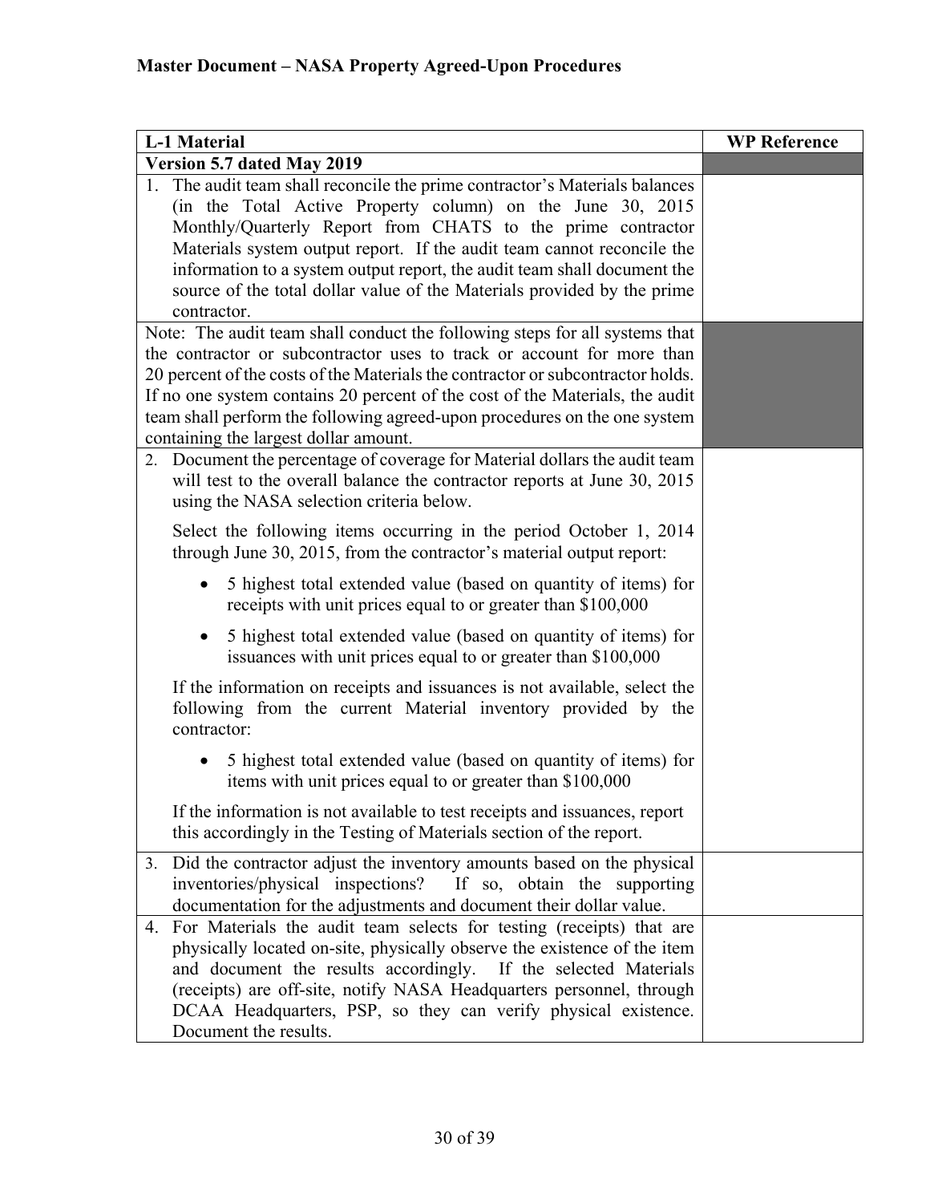## Master Document – NASA Property Agreed-Upon Procedures

| L-1 Material | WP Reference |
| --- | --- |
| **Version 5.7 dated May 2019** | |
| 1. The audit team shall reconcile the prime contractor's Materials balances (in the Total Active Property column) on the June 30, 2015 Monthly/Quarterly Report from CHATS to the prime contractor Materials system output report. If the audit team cannot reconcile the information to a system output report, the audit team shall document the source of the total dollar value of the Materials provided by the prime contractor. | |
| Note: The audit team shall conduct the following steps for all systems that the contractor or subcontractor uses to track or account for more than 20 percent of the costs of the Materials the contractor or subcontractor holds. If no one system contains 20 percent of the cost of the Materials, the audit team shall perform the following agreed-upon procedures on the one system containing the largest dollar amount. | |
| 2. Document the percentage of coverage for Material dollars the audit team will test to the overall balance the contractor reports at June 30, 2015 using the NASA selection criteria below.<br><br>Select the following items occurring in the period October 1, 2014 through June 30, 2015, from the contractor's material output report:<br><br>• 5 highest total extended value (based on quantity of items) for receipts with unit prices equal to or greater than \$100,000<br><br>• 5 highest total extended value (based on quantity of items) for issuances with unit prices equal to or greater than \$100,000<br><br>If the information on receipts and issuances is not available, select the following from the current Material inventory provided by the contractor:<br><br>• 5 highest total extended value (based on quantity of items) for items with unit prices equal to or greater than \$100,000<br><br>If the information is not available to test receipts and issuances, report this accordingly in the Testing of Materials section of the report. | |
| 3. Did the contractor adjust the inventory amounts based on the physical inventories/physical inspections? If so, obtain the supporting documentation for the adjustments and document their dollar value. | |
| 4. For Materials the audit team selects for testing (receipts) that are physically located on-site, physically observe the existence of the item and document the results accordingly. If the selected Materials (receipts) are off-site, notify NASA Headquarters personnel, through DCAA Headquarters, PSP, so they can verify physical existence. Document the results. | |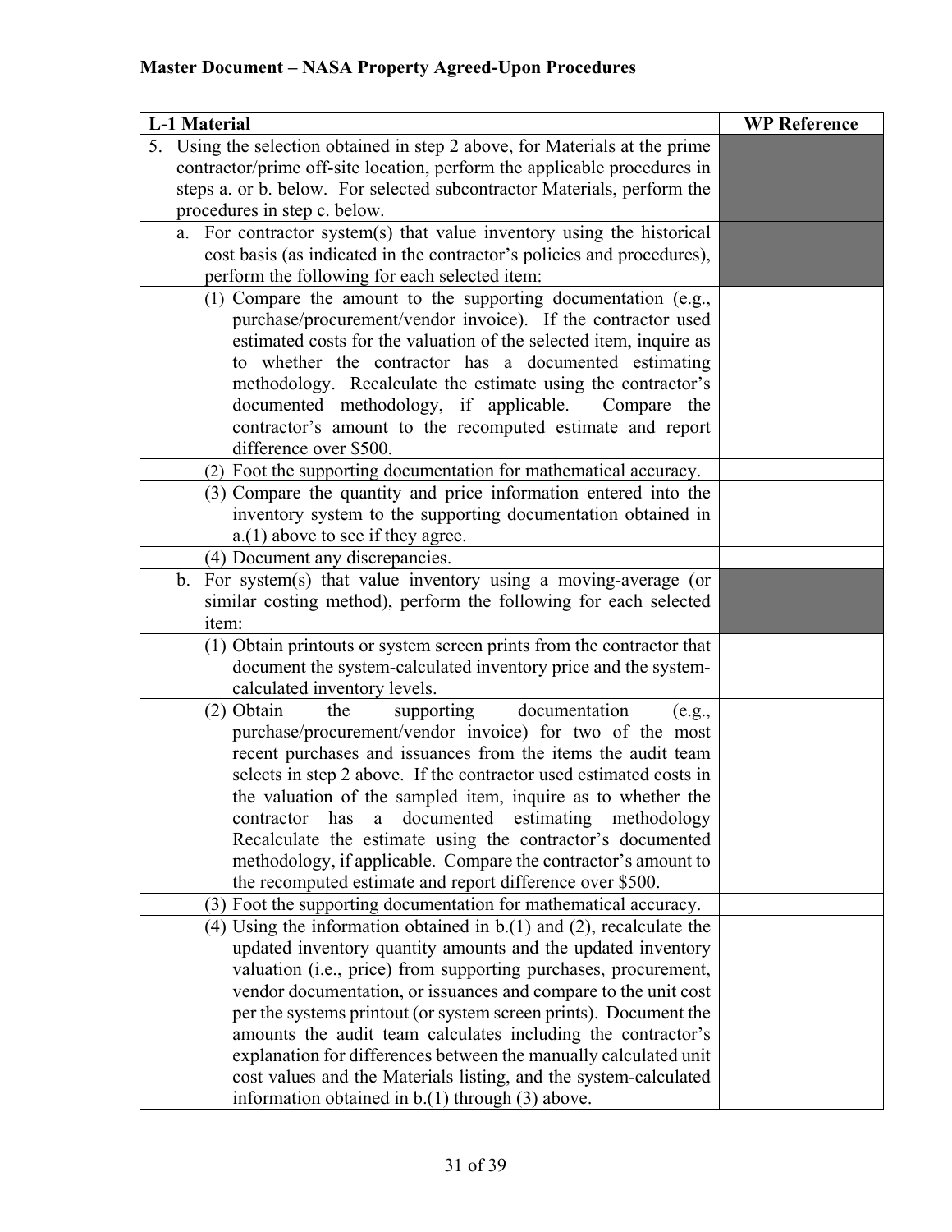**Master Document – NASA Property Agreed-Upon Procedures**

| L-1 Material | WP Reference |
|---|---|
| 5. Using the selection obtained in step 2 above, for Materials at the prime contractor/prime off-site location, perform the applicable procedures in steps a. or b. below. For selected subcontractor Materials, perform the procedures in step c. below. | |
| a. For contractor system(s) that value inventory using the historical cost basis (as indicated in the contractor's policies and procedures), perform the following for each selected item: | |
| (1) Compare the amount to the supporting documentation (e.g., purchase/procurement/vendor invoice). If the contractor used estimated costs for the valuation of the selected item, inquire as to whether the contractor has a documented estimating methodology. Recalculate the estimate using the contractor's documented methodology, if applicable. Compare the contractor's amount to the recomputed estimate and report difference over $500. | |
| (2) Foot the supporting documentation for mathematical accuracy. | |
| (3) Compare the quantity and price information entered into the inventory system to the supporting documentation obtained in a.(1) above to see if they agree. | |
| (4) Document any discrepancies. | |
| b. For system(s) that value inventory using a moving-average (or similar costing method), perform the following for each selected item: | |
| (1) Obtain printouts or system screen prints from the contractor that document the system-calculated inventory price and the system-calculated inventory levels. | |
| (2) Obtain the supporting documentation (e.g., purchase/procurement/vendor invoice) for two of the most recent purchases and issuances from the items the audit team selects in step 2 above. If the contractor used estimated costs in the valuation of the sampled item, inquire as to whether the contractor has a documented estimating methodology Recalculate the estimate using the contractor's documented methodology, if applicable. Compare the contractor's amount to the recomputed estimate and report difference over $500. | |
| (3) Foot the supporting documentation for mathematical accuracy. | |
| (4) Using the information obtained in b.(1) and (2), recalculate the updated inventory quantity amounts and the updated inventory valuation (i.e., price) from supporting purchases, procurement, vendor documentation, or issuances and compare to the unit cost per the systems printout (or system screen prints). Document the amounts the audit team calculates including the contractor's explanation for differences between the manually calculated unit cost values and the Materials listing, and the system-calculated information obtained in b.(1) through (3) above. | |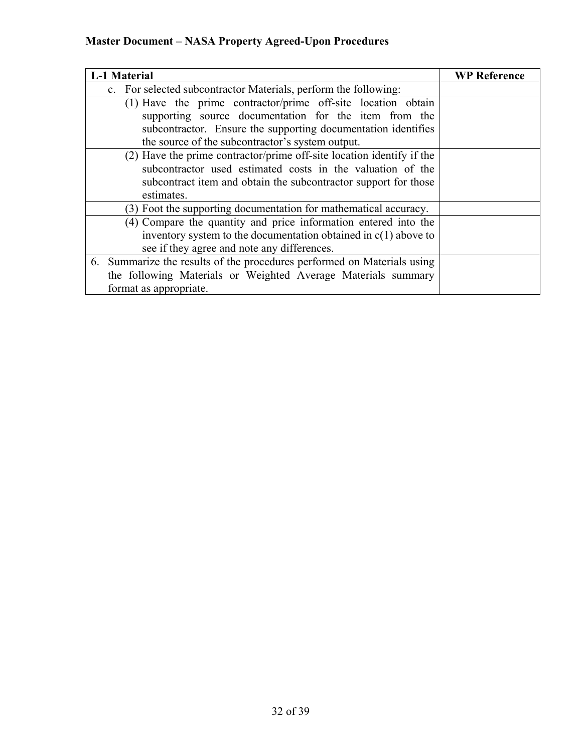**Master Document – NASA Property Agreed-Upon Procedures**

| L-1 Material | WP Reference |
| --- | --- |
| c. For selected subcontractor Materials, perform the following: | |
| (1) Have the prime contractor/prime off-site location obtain supporting source documentation for the item from the subcontractor. Ensure the supporting documentation identifies the source of the subcontractor's system output. | |
| (2) Have the prime contractor/prime off-site location identify if the subcontractor used estimated costs in the valuation of the subcontract item and obtain the subcontractor support for those estimates. | |
| (3) Foot the supporting documentation for mathematical accuracy. | |
| (4) Compare the quantity and price information entered into the inventory system to the documentation obtained in c(1) above to see if they agree and note any differences. | |
| 6. Summarize the results of the procedures performed on Materials using the following Materials or Weighted Average Materials summary format as appropriate. | |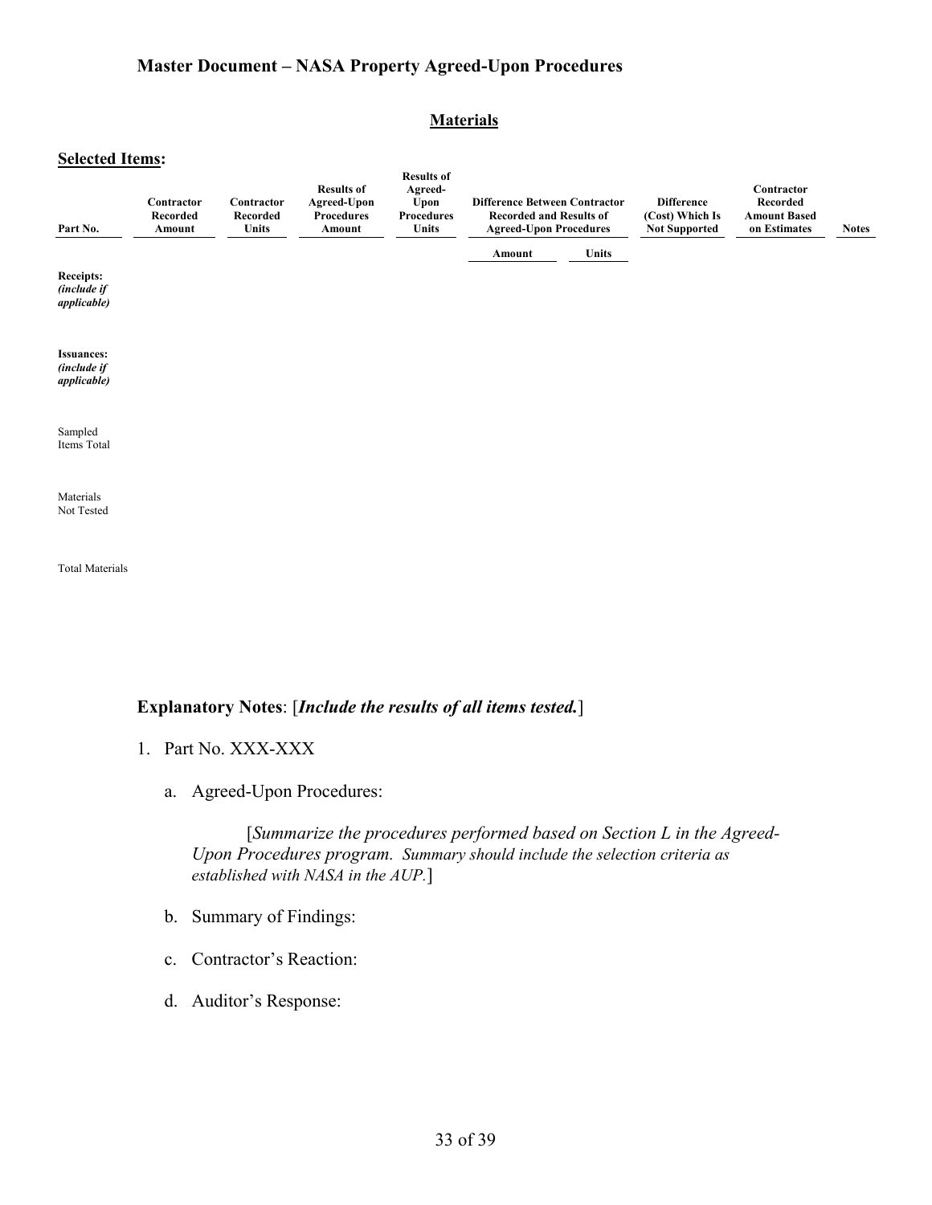# Master Document – NASA Property Agreed-Upon Procedures

## Materials

**Selected Items:**

| Part No. | Contractor Recorded Amount | Contractor Recorded Units | Results of Agreed-Upon Procedures Amount | Results of Agreed-Upon Procedures Units | Difference Between Contractor Recorded and Results of Agreed-Upon Procedures | | Difference (Cost) Which Is Not Supported | Contractor Recorded Amount Based on Estimates | Notes |
|---|---|---|---|---|---|---|---|---|---|
| | | | | | Amount | Units | | | |
| **Receipts:** ***(include if applicable)*** | | | | | | | | | |
| **Issuances:** ***(include if applicable)*** | | | | | | | | | |
| Sampled Items Total | | | | | | | | | |
| Materials Not Tested | | | | | | | | | |
| Total Materials | | | | | | | | | |

**Explanatory Notes**: [***Include the results of all items tested.***]

1. Part No. XXX-XXX

   a. Agreed-Upon Procedures:

      [*Summarize the procedures performed based on Section L in the Agreed-Upon Procedures program. Summary should include the selection criteria as established with NASA in the AUP.*]

   b. Summary of Findings:

   c. Contractor's Reaction:

   d. Auditor's Response: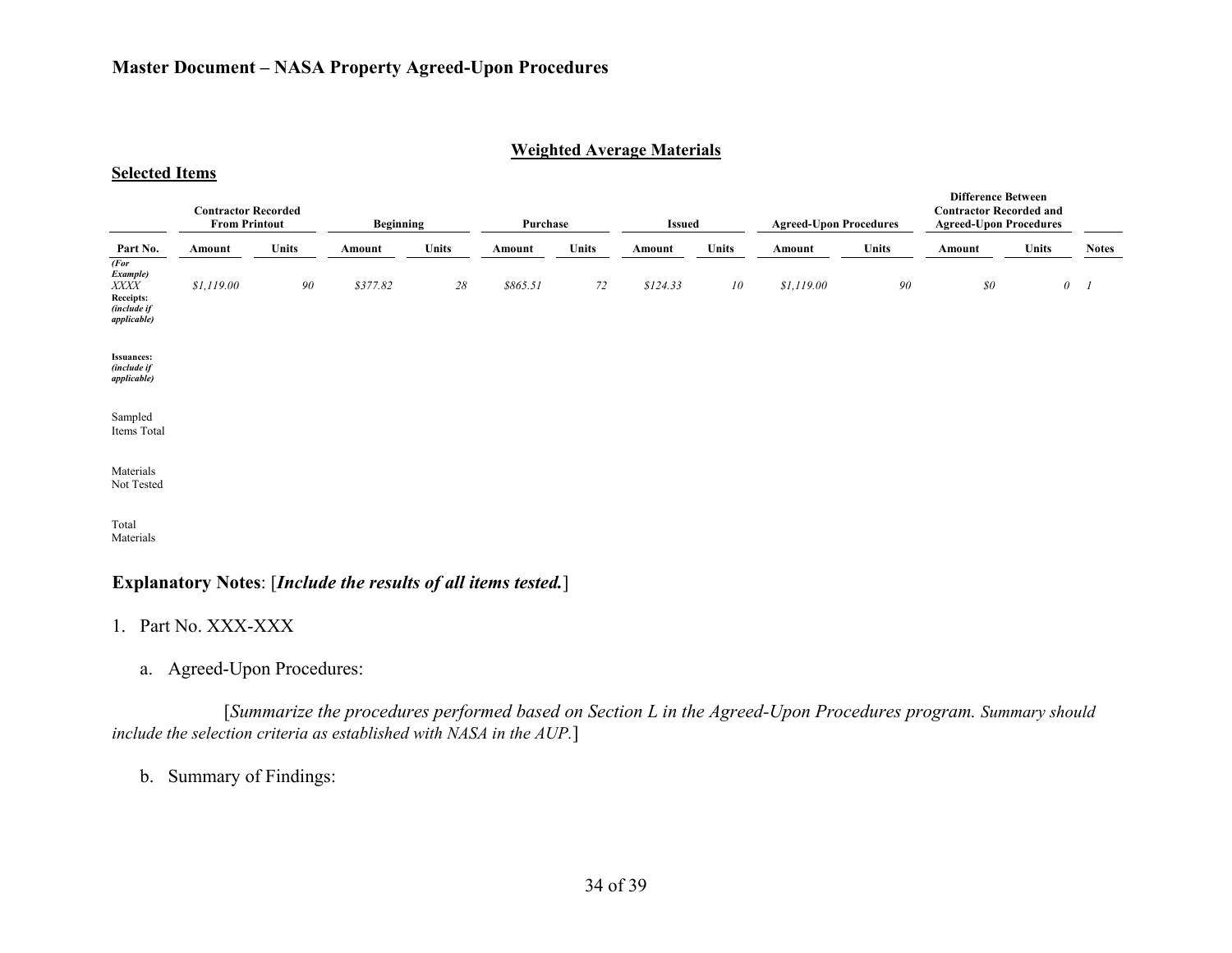**Master Document – NASA Property Agreed-Upon Procedures**

## Weighted Average Materials

**Selected Items**

| | **Contractor Recorded From Printout** | | **Beginning** | | **Purchase** | | **Issued** | | **Agreed-Upon Procedures** | | **Difference Between Contractor Recorded and Agreed-Upon Procedures** | | |
|---|---|---|---|---|---|---|---|---|---|---|---|---|---|
| **Part No.** | **Amount** | **Units** | **Amount** | **Units** | **Amount** | **Units** | **Amount** | **Units** | **Amount** | **Units** | **Amount** | **Units** | **Notes** |
| *(For Example) XXXX* | *$1,119.00* | *90* | *$377.82* | *28* | *$865.51* | *72* | *$124.33* | *10* | *$1,119.00* | *90* | *$0* | *0* | *1* |
| **Receipts:** ***(include if applicable)*** | | | | | | | | | | | | | |
| **Issuances:** ***(include if applicable)*** | | | | | | | | | | | | | |
| Sampled Items Total | | | | | | | | | | | | | |
| Materials Not Tested | | | | | | | | | | | | | |
| Total Materials | | | | | | | | | | | | | |

**Explanatory Notes**: [***Include the results of all items tested.***]

1. Part No. XXX-XXX

   a. Agreed-Upon Procedures:

   [*Summarize the procedures performed based on Section L in the Agreed-Upon Procedures program. Summary should include the selection criteria as established with NASA in the AUP.*]

   b. Summary of Findings: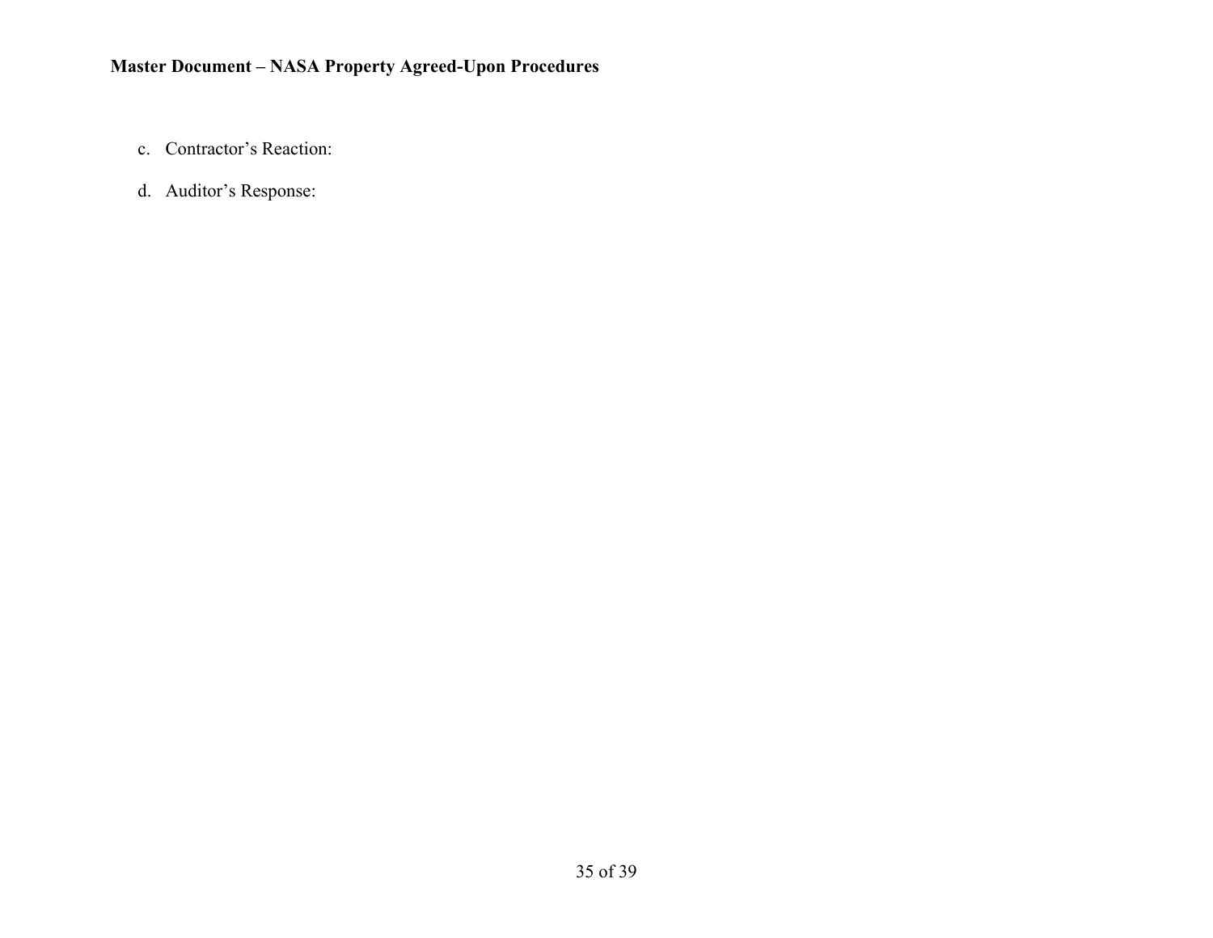c. Contractor's Reaction:

d. Auditor's Response: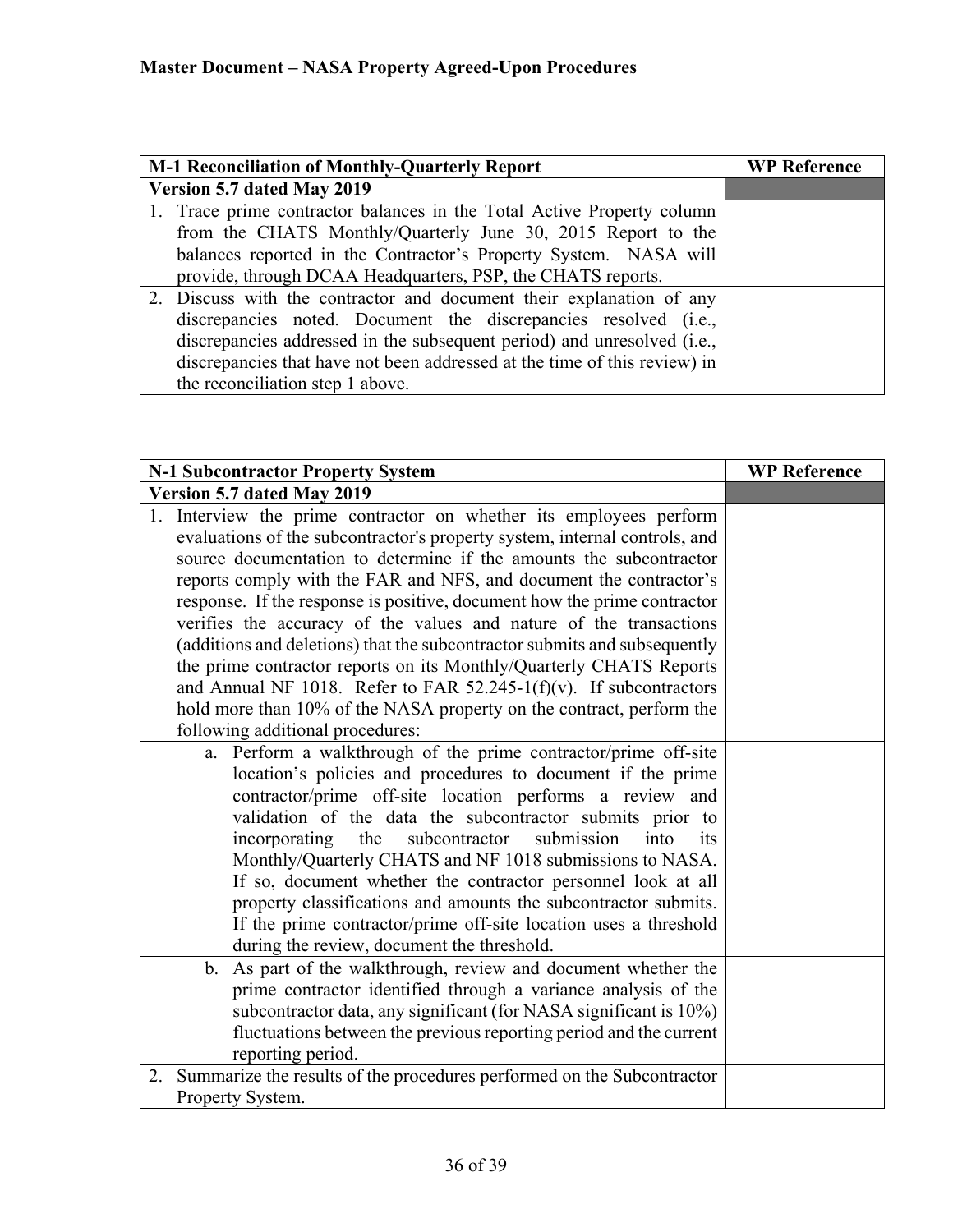**Master Document – NASA Property Agreed-Upon Procedures**

| M-1 Reconciliation of Monthly-Quarterly Report | WP Reference |
|---|---|
| **Version 5.7 dated May 2019** | |
| 1. Trace prime contractor balances in the Total Active Property column from the CHATS Monthly/Quarterly June 30, 2015 Report to the balances reported in the Contractor's Property System. NASA will provide, through DCAA Headquarters, PSP, the CHATS reports. | |
| 2. Discuss with the contractor and document their explanation of any discrepancies noted. Document the discrepancies resolved (i.e., discrepancies addressed in the subsequent period) and unresolved (i.e., discrepancies that have not been addressed at the time of this review) in the reconciliation step 1 above. | |

| N-1 Subcontractor Property System | WP Reference |
|---|---|
| **Version 5.7 dated May 2019** | |
| 1. Interview the prime contractor on whether its employees perform evaluations of the subcontractor's property system, internal controls, and source documentation to determine if the amounts the subcontractor reports comply with the FAR and NFS, and document the contractor's response. If the response is positive, document how the prime contractor verifies the accuracy of the values and nature of the transactions (additions and deletions) that the subcontractor submits and subsequently the prime contractor reports on its Monthly/Quarterly CHATS Reports and Annual NF 1018. Refer to FAR 52.245-1(f)(v). If subcontractors hold more than 10% of the NASA property on the contract, perform the following additional procedures: | |
| a. Perform a walkthrough of the prime contractor/prime off-site location's policies and procedures to document if the prime contractor/prime off-site location performs a review and validation of the data the subcontractor submits prior to incorporating the subcontractor submission into its Monthly/Quarterly CHATS and NF 1018 submissions to NASA. If so, document whether the contractor personnel look at all property classifications and amounts the subcontractor submits. If the prime contractor/prime off-site location uses a threshold during the review, document the threshold. | |
| b. As part of the walkthrough, review and document whether the prime contractor identified through a variance analysis of the subcontractor data, any significant (for NASA significant is 10%) fluctuations between the previous reporting period and the current reporting period. | |
| 2. Summarize the results of the procedures performed on the Subcontractor Property System. | |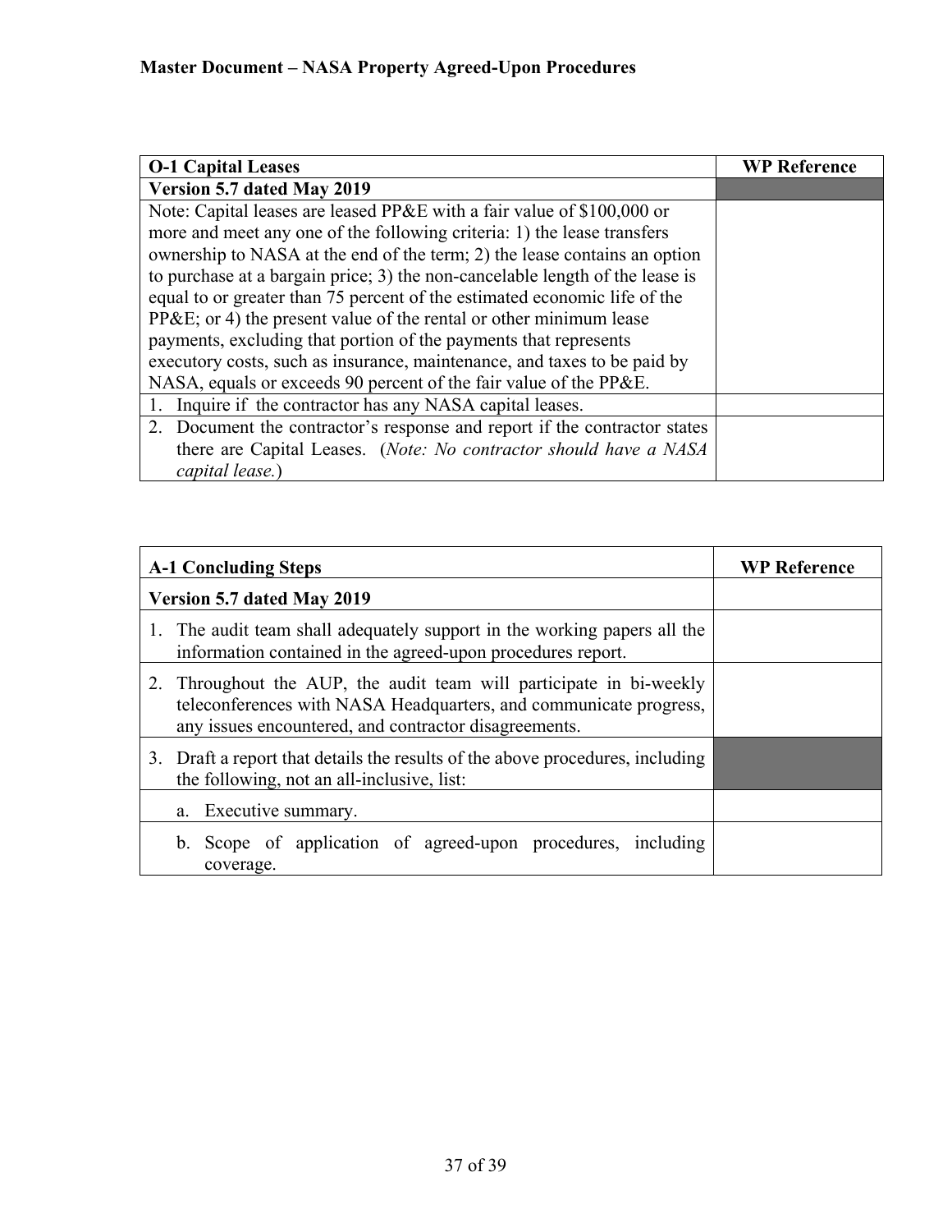| O-1 Capital Leases | WP Reference |
| --- | --- |
| **Version 5.7 dated May 2019** | |
| Note: Capital leases are leased PP&E with a fair value of $100,000 or more and meet any one of the following criteria: 1) the lease transfers ownership to NASA at the end of the term; 2) the lease contains an option to purchase at a bargain price; 3) the non-cancelable length of the lease is equal to or greater than 75 percent of the estimated economic life of the PP&E; or 4) the present value of the rental or other minimum lease payments, excluding that portion of the payments that represents executory costs, such as insurance, maintenance, and taxes to be paid by NASA, equals or exceeds 90 percent of the fair value of the PP&E. | |
| 1. Inquire if the contractor has any NASA capital leases. | |
| 2. Document the contractor's response and report if the contractor states there are Capital Leases. (*Note: No contractor should have a NASA capital lease.*) | |

| A-1 Concluding Steps | WP Reference |
| --- | --- |
| **Version 5.7 dated May 2019** | |
| 1. The audit team shall adequately support in the working papers all the information contained in the agreed-upon procedures report. | |
| 2. Throughout the AUP, the audit team will participate in bi-weekly teleconferences with NASA Headquarters, and communicate progress, any issues encountered, and contractor disagreements. | |
| 3. Draft a report that details the results of the above procedures, including the following, not an all-inclusive, list: | |
| a. Executive summary. | |
| b. Scope of application of agreed-upon procedures, including coverage. | |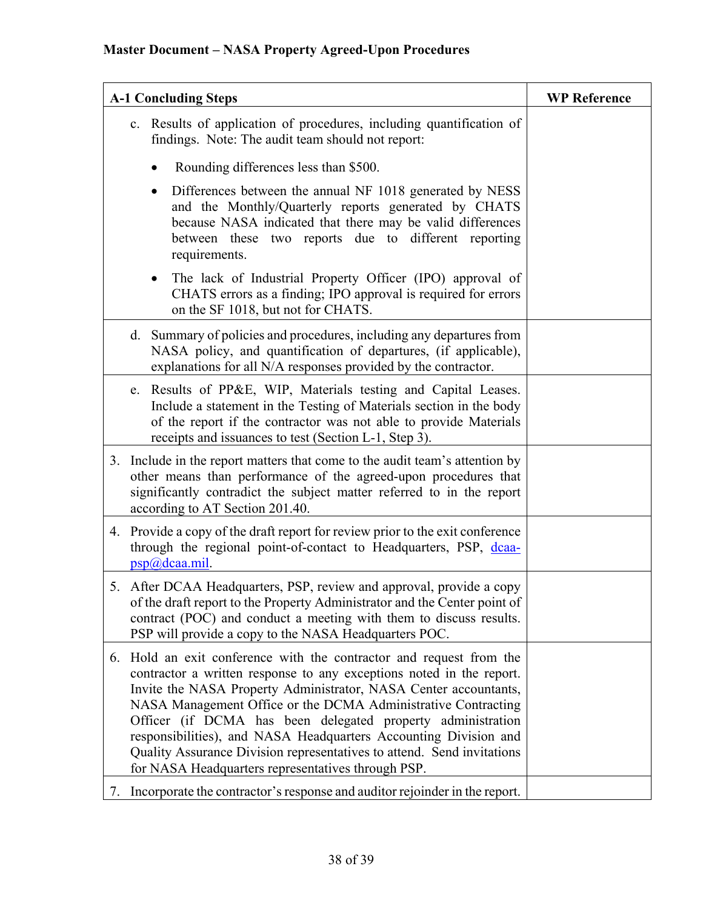## Master Document – NASA Property Agreed-Upon Procedures

| A-1 Concluding Steps | WP Reference |
|---|---|
| c. Results of application of procedures, including quantification of findings. Note: The audit team should not report:<br>• Rounding differences less than $500.<br>• Differences between the annual NF 1018 generated by NESS and the Monthly/Quarterly reports generated by CHATS because NASA indicated that there may be valid differences between these two reports due to different reporting requirements.<br>• The lack of Industrial Property Officer (IPO) approval of CHATS errors as a finding; IPO approval is required for errors on the SF 1018, but not for CHATS. | |
| d. Summary of policies and procedures, including any departures from NASA policy, and quantification of departures, (if applicable), explanations for all N/A responses provided by the contractor. | |
| e. Results of PP&E, WIP, Materials testing and Capital Leases. Include a statement in the Testing of Materials section in the body of the report if the contractor was not able to provide Materials receipts and issuances to test (Section L-1, Step 3). | |
| 3. Include in the report matters that come to the audit team's attention by other means than performance of the agreed-upon procedures that significantly contradict the subject matter referred to in the report according to AT Section 201.40. | |
| 4. Provide a copy of the draft report for review prior to the exit conference through the regional point-of-contact to Headquarters, PSP, dcaa-psp@dcaa.mil. | |
| 5. After DCAA Headquarters, PSP, review and approval, provide a copy of the draft report to the Property Administrator and the Center point of contract (POC) and conduct a meeting with them to discuss results. PSP will provide a copy to the NASA Headquarters POC. | |
| 6. Hold an exit conference with the contractor and request from the contractor a written response to any exceptions noted in the report. Invite the NASA Property Administrator, NASA Center accountants, NASA Management Office or the DCMA Administrative Contracting Officer (if DCMA has been delegated property administration responsibilities), and NASA Headquarters Accounting Division and Quality Assurance Division representatives to attend. Send invitations for NASA Headquarters representatives through PSP. | |
| 7. Incorporate the contractor's response and auditor rejoinder in the report. | |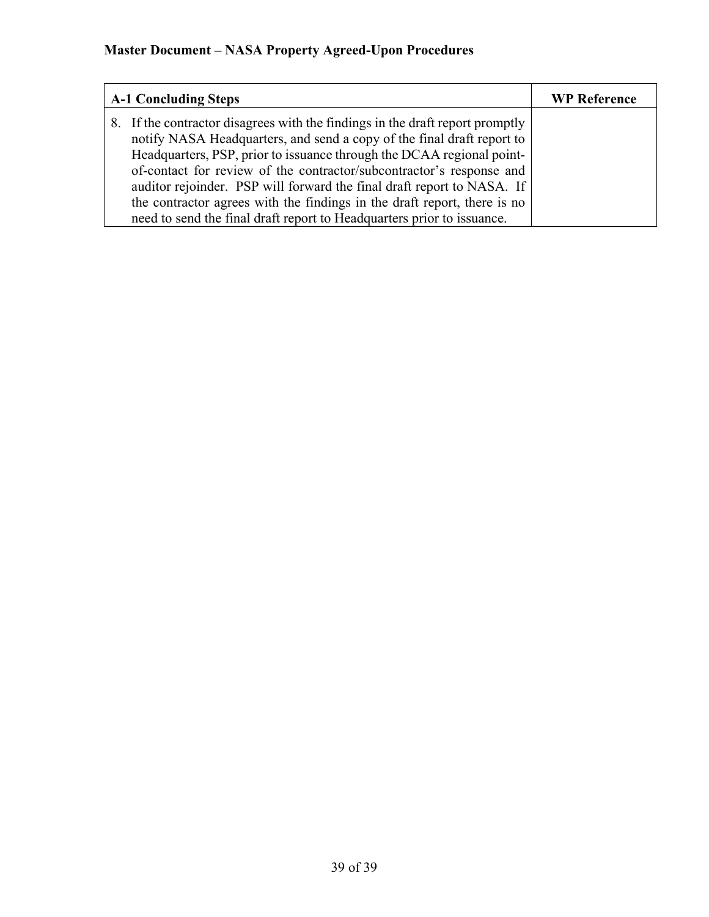| A-1 Concluding Steps | WP Reference |
| --- | --- |
| 8. If the contractor disagrees with the findings in the draft report promptly notify NASA Headquarters, and send a copy of the final draft report to Headquarters, PSP, prior to issuance through the DCAA regional point-of-contact for review of the contractor/subcontractor's response and auditor rejoinder. PSP will forward the final draft report to NASA. If the contractor agrees with the findings in the draft report, there is no need to send the final draft report to Headquarters prior to issuance. | |